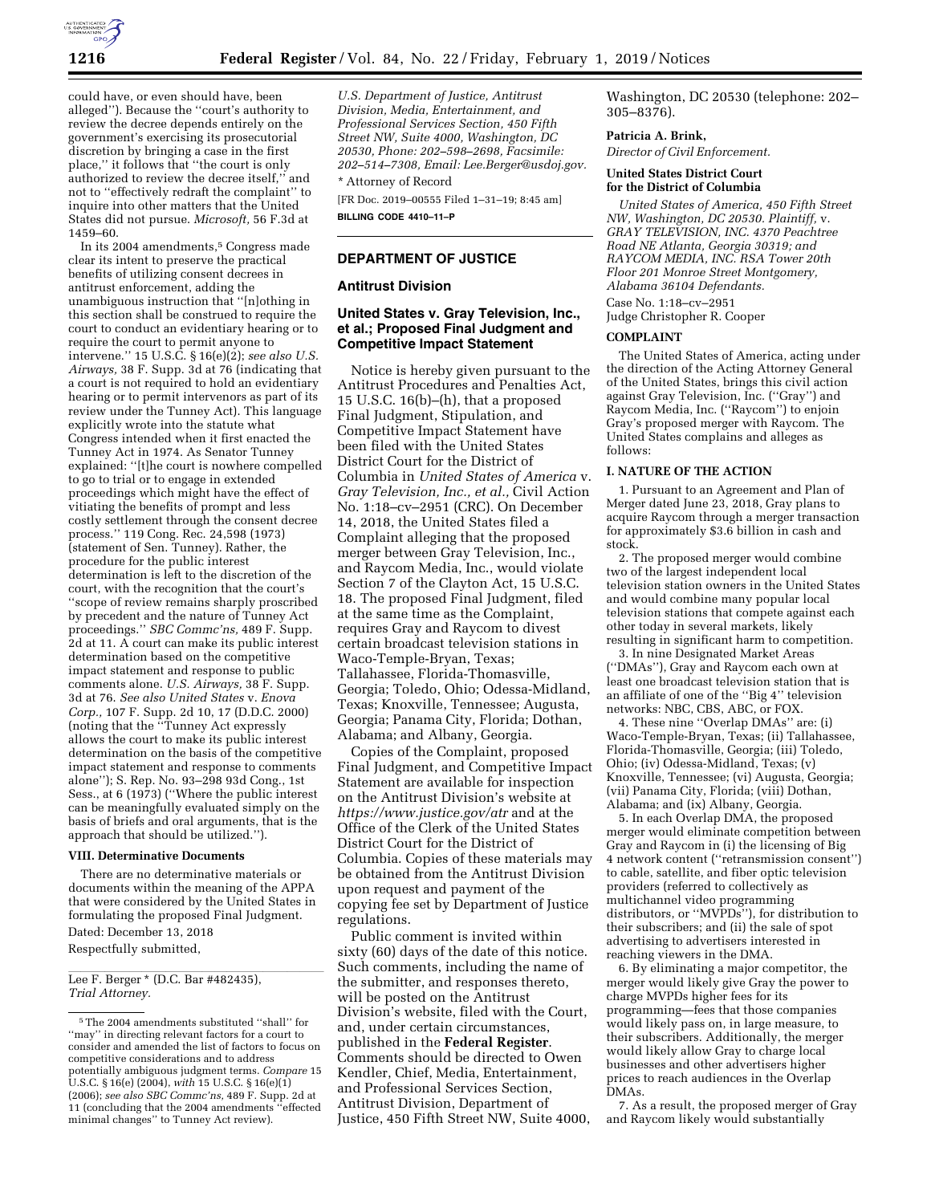could have, or even should have, been alleged''). Because the ''court's authority to review the decree depends entirely on the government's exercising its prosecutorial discretion by bringing a case in the first place,'' it follows that ''the court is only authorized to review the decree itself,'' and not to ''effectively redraft the complaint'' to inquire into other matters that the United States did not pursue. *Microsoft,* 56 F.3d at 1459–60.

In its 2004 amendments,[5] Congress made clear its intent to preserve the practical benefits of utilizing consent decrees in antitrust enforcement, adding the unambiguous instruction that ''[n]othing in this section shall be construed to require the court to conduct an evidentiary hearing or to require the court to permit anyone to intervene.'' 15 U.S.C. § 16(e)(2); *see also U.S. Airways,* 38 F. Supp. 3d at 76 (indicating that a court is not required to hold an evidentiary hearing or to permit intervenors as part of its review under the Tunney Act). This language explicitly wrote into the statute what Congress intended when it first enacted the Tunney Act in 1974. As Senator Tunney explained: ''[t]he court is nowhere compelled to go to trial or to engage in extended proceedings which might have the effect of vitiating the benefits of prompt and less costly settlement through the consent decree process.'' 119 Cong. Rec. 24,598 (1973) (statement of Sen. Tunney). Rather, the procedure for the public interest determination is left to the discretion of the court, with the recognition that the court's ''scope of review remains sharply proscribed by precedent and the nature of Tunney Act proceedings.'' *SBC Commc'ns,* 489 F. Supp. 2d at 11. A court can make its public interest determination based on the competitive impact statement and response to public comments alone. *U.S. Airways,* 38 F. Supp. 3d at 76. *See also United States* v. *Enova Corp.,* 107 F. Supp. 2d 10, 17 (D.D.C. 2000) (noting that the ''Tunney Act expressly allows the court to make its public interest determination on the basis of the competitive impact statement and response to comments alone''); S. Rep. No. 93–298 93d Cong., 1st Sess., at 6 (1973) (''Where the public interest can be meaningfully evaluated simply on the basis of briefs and oral arguments, that is the approach that should be utilized.'').

### VIII. Determinative Documents

There are no determinative materials or documents within the meaning of the APPA that were considered by the United States in formulating the proposed Final Judgment.

Dated: December 13, 2018

Respectfully submitted,

Lee F. Berger * (D.C. Bar #482435),
*Trial Attorney.*

*U.S. Department of Justice, Antitrust Division, Media, Entertainment, and Professional Services Section, 450 Fifth Street NW, Suite 4000, Washington, DC 20530, Phone: 202–598–2698, Facsimile: 202–514–7308, Email: Lee.Berger@usdoj.gov.*

* Attorney of Record

[FR Doc. 2019–00555 Filed 1–31–19; 8:45 am]

**BILLING CODE 4410–11–P**

---

[5] The 2004 amendments substituted ''shall'' for ''may'' in directing relevant factors for a court to consider and amended the list of factors to focus on competitive considerations and to address potentially ambiguous judgment terms. *Compare* 15 U.S.C. § 16(e) (2004), *with* 15 U.S.C. § 16(e)(1) (2006); *see also SBC Commc'ns,* 489 F. Supp. 2d at 11 (concluding that the 2004 amendments ''effected minimal changes'' to Tunney Act review).

---

## DEPARTMENT OF JUSTICE

### Antitrust Division

### United States v. Gray Television, Inc., et al.; Proposed Final Judgment and Competitive Impact Statement

Notice is hereby given pursuant to the Antitrust Procedures and Penalties Act, 15 U.S.C. 16(b)–(h), that a proposed Final Judgment, Stipulation, and Competitive Impact Statement have been filed with the United States District Court for the District of Columbia in *United States of America* v. *Gray Television, Inc., et al.,* Civil Action No. 1:18–cv–2951 (CRC). On December 14, 2018, the United States filed a Complaint alleging that the proposed merger between Gray Television, Inc., and Raycom Media, Inc., would violate Section 7 of the Clayton Act, 15 U.S.C. 18. The proposed Final Judgment, filed at the same time as the Complaint, requires Gray and Raycom to divest certain broadcast television stations in Waco-Temple-Bryan, Texas; Tallahassee, Florida-Thomasville, Georgia; Toledo, Ohio; Odessa-Midland, Texas; Knoxville, Tennessee; Augusta, Georgia; Panama City, Florida; Dothan, Alabama; and Albany, Georgia.

Copies of the Complaint, proposed Final Judgment, and Competitive Impact Statement are available for inspection on the Antitrust Division's website at *https://www.justice.gov/atr* and at the Office of the Clerk of the United States District Court for the District of Columbia. Copies of these materials may be obtained from the Antitrust Division upon request and payment of the copying fee set by Department of Justice regulations.

Public comment is invited within sixty (60) days of the date of this notice. Such comments, including the name of the submitter, and responses thereto, will be posted on the Antitrust Division's website, filed with the Court, and, under certain circumstances, published in the **Federal Register**. Comments should be directed to Owen Kendler, Chief, Media, Entertainment, and Professional Services Section, Antitrust Division, Department of Justice, 450 Fifth Street NW, Suite 4000, Washington, DC 20530 (telephone: 202–305–8376).

**Patricia A. Brink,**
*Director of Civil Enforcement.*

**United States District Court for the District of Columbia**

*United States of America, 450 Fifth Street NW, Washington, DC 20530. Plaintiff,* v. *GRAY TELEVISION, INC. 4370 Peachtree Road NE Atlanta, Georgia 30319; and RAYCOM MEDIA, INC. RSA Tower 20th Floor 201 Monroe Street Montgomery, Alabama 36104 Defendants.*

Case No. 1:18–cv–2951
Judge Christopher R. Cooper

**COMPLAINT**

The United States of America, acting under the direction of the Acting Attorney General of the United States, brings this civil action against Gray Television, Inc. (''Gray'') and Raycom Media, Inc. (''Raycom'') to enjoin Gray's proposed merger with Raycom. The United States complains and alleges as follows:

**I. NATURE OF THE ACTION**

1. Pursuant to an Agreement and Plan of Merger dated June 23, 2018, Gray plans to acquire Raycom through a merger transaction for approximately $3.6 billion in cash and stock.

2. The proposed merger would combine two of the largest independent local television station owners in the United States and would combine many popular local television stations that compete against each other today in several markets, likely resulting in significant harm to competition.

3. In nine Designated Market Areas (''DMAs''), Gray and Raycom each own at least one broadcast television station that is an affiliate of one of the ''Big 4'' television networks: NBC, CBS, ABC, or FOX.

4. These nine ''Overlap DMAs'' are: (i) Waco-Temple-Bryan, Texas; (ii) Tallahassee, Florida-Thomasville, Georgia; (iii) Toledo, Ohio; (iv) Odessa-Midland, Texas; (v) Knoxville, Tennessee; (vi) Augusta, Georgia; (vii) Panama City, Florida; (viii) Dothan, Alabama; and (ix) Albany, Georgia.

5. In each Overlap DMA, the proposed merger would eliminate competition between Gray and Raycom in (i) the licensing of Big 4 network content (''retransmission consent'') to cable, satellite, and fiber optic television providers (referred to collectively as multichannel video programming distributors, or ''MVPDs''), for distribution to their subscribers; and (ii) the sale of spot advertising to advertisers interested in reaching viewers in the DMA.

6. By eliminating a major competitor, the merger would likely give Gray the power to charge MVPDs higher fees for its programming—fees that those companies would likely pass on, in large measure, to their subscribers. Additionally, the merger would likely allow Gray to charge local businesses and other advertisers higher prices to reach audiences in the Overlap DMAs.

7. As a result, the proposed merger of Gray and Raycom likely would substantially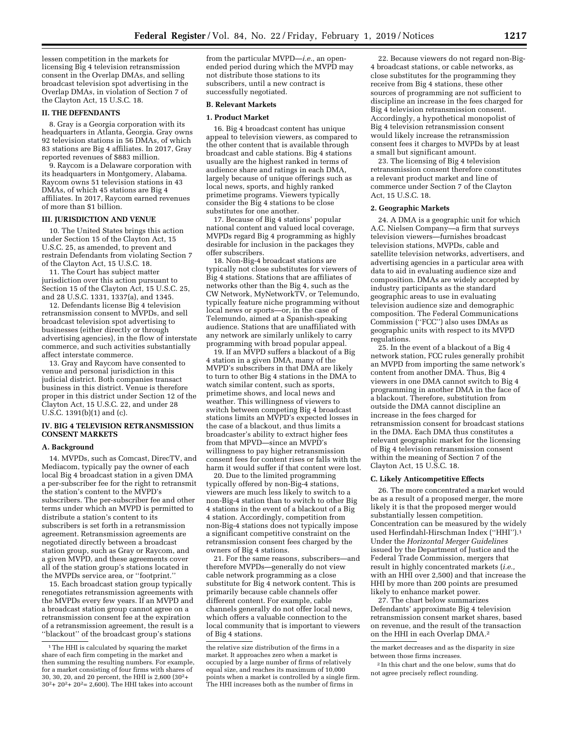lessen competition in the markets for licensing Big 4 television retransmission consent in the Overlap DMAs, and selling broadcast television spot advertising in the Overlap DMAs, in violation of Section 7 of the Clayton Act, 15 U.S.C. 18.

## II. THE DEFENDANTS

8. Gray is a Georgia corporation with its headquarters in Atlanta, Georgia. Gray owns 92 television stations in 56 DMAs, of which 83 stations are Big 4 affiliates. In 2017, Gray reported revenues of $883 million.

9. Raycom is a Delaware corporation with its headquarters in Montgomery, Alabama. Raycom owns 51 television stations in 43 DMAs, of which 45 stations are Big 4 affiliates. In 2017, Raycom earned revenues of more than $1 billion.

## III. JURISDICTION AND VENUE

10. The United States brings this action under Section 15 of the Clayton Act, 15 U.S.C. 25, as amended, to prevent and restrain Defendants from violating Section 7 of the Clayton Act, 15 U.S.C. 18.

11. The Court has subject matter jurisdiction over this action pursuant to Section 15 of the Clayton Act, 15 U.S.C. 25, and 28 U.S.C. 1331, 1337(a), and 1345.

12. Defendants license Big 4 television retransmission consent to MVPDs, and sell broadcast television spot advertising to businesses (either directly or through advertising agencies), in the flow of interstate commerce, and such activities substantially affect interstate commerce.

13. Gray and Raycom have consented to venue and personal jurisdiction in this judicial district. Both companies transact business in this district. Venue is therefore proper in this district under Section 12 of the Clayton Act, 15 U.S.C. 22, and under 28 U.S.C. 1391(b)(1) and (c).

## IV. BIG 4 TELEVISION RETRANSMISSION CONSENT MARKETS

### A. Background

14. MVPDs, such as Comcast, DirecTV, and Mediacom, typically pay the owner of each local Big 4 broadcast station in a given DMA a per-subscriber fee for the right to retransmit the station's content to the MVPD's subscribers. The per-subscriber fee and other terms under which an MVPD is permitted to distribute a station's content to its subscribers is set forth in a retransmission agreement. Retransmission agreements are negotiated directly between a broadcast station group, such as Gray or Raycom, and a given MVPD, and these agreements cover all of the station group's stations located in the MVPDs service area, or ''footprint.''

15. Each broadcast station group typically renegotiates retransmission agreements with the MVPDs every few years. If an MVPD and a broadcast station group cannot agree on a retransmission consent fee at the expiration of a retransmission agreement, the result is a ''blackout'' of the broadcast group's stations from the particular MVPD—*i.e.,* an open-ended period during which the MVPD may not distribute those stations to its subscribers, until a new contract is successfully negotiated.

### B. Relevant Markets

#### 1. Product Market

16. Big 4 broadcast content has unique appeal to television viewers, as compared to the other content that is available through broadcast and cable stations. Big 4 stations usually are the highest ranked in terms of audience share and ratings in each DMA, largely because of unique offerings such as local news, sports, and highly ranked primetime programs. Viewers typically consider the Big 4 stations to be close substitutes for one another.

17. Because of Big 4 stations' popular national content and valued local coverage, MVPDs regard Big 4 programming as highly desirable for inclusion in the packages they offer subscribers.

18. Non-Big-4 broadcast stations are typically not close substitutes for viewers of Big 4 stations. Stations that are affiliates of networks other than the Big 4, such as the CW Network, MyNetworkTV, or Telemundo, typically feature niche programming without local news or sports—or, in the case of Telemundo, aimed at a Spanish-speaking audience. Stations that are unaffiliated with any network are similarly unlikely to carry programming with broad popular appeal.

19. If an MVPD suffers a blackout of a Big 4 station in a given DMA, many of the MVPD's subscribers in that DMA are likely to turn to other Big 4 stations in the DMA to watch similar content, such as sports, primetime shows, and local news and weather. This willingness of viewers to switch between competing Big 4 broadcast stations limits an MVPD's expected losses in the case of a blackout, and thus limits a broadcaster's ability to extract higher fees from that MVPD—since an MVPD's willingness to pay higher retransmission consent fees for content rises or falls with the harm it would suffer if that content were lost.

20. Due to the limited programming typically offered by non-Big-4 stations, viewers are much less likely to switch to a non-Big-4 station than to switch to other Big 4 stations in the event of a blackout of a Big 4 station. Accordingly, competition from non-Big-4 stations does not typically impose a significant competitive constraint on the retransmission consent fees charged by the owners of Big 4 stations.

21. For the same reasons, subscribers—and therefore MVPDs—generally do not view cable network programming as a close substitute for Big 4 network content. This is primarily because cable channels offer different content. For example, cable channels generally do not offer local news, which offers a valuable connection to the local community that is important to viewers of Big 4 stations.

22. Because viewers do not regard non-Big-4 broadcast stations, or cable networks, as close substitutes for the programming they receive from Big 4 stations, these other sources of programming are not sufficient to discipline an increase in the fees charged for Big 4 television retransmission consent. Accordingly, a hypothetical monopolist of Big 4 television retransmission consent would likely increase the retransmission consent fees it charges to MVPDs by at least a small but significant amount.

23. The licensing of Big 4 television retransmission consent therefore constitutes a relevant product market and line of commerce under Section 7 of the Clayton Act, 15 U.S.C. 18.

#### 2. Geographic Markets

24. A DMA is a geographic unit for which A.C. Nielsen Company—a firm that surveys television viewers—furnishes broadcast television stations, MVPDs, cable and satellite television networks, advertisers, and advertising agencies in a particular area with data to aid in evaluating audience size and composition. DMAs are widely accepted by industry participants as the standard geographic areas to use in evaluating television audience size and demographic composition. The Federal Communications Commission (''FCC'') also uses DMAs as geographic units with respect to its MVPD regulations.

25. In the event of a blackout of a Big 4 network station, FCC rules generally prohibit an MVPD from importing the same network's content from another DMA. Thus, Big 4 viewers in one DMA cannot switch to Big 4 programming in another DMA in the face of a blackout. Therefore, substitution from outside the DMA cannot discipline an increase in the fees charged for retransmission consent for broadcast stations in the DMA. Each DMA thus constitutes a relevant geographic market for the licensing of Big 4 television retransmission consent within the meaning of Section 7 of the Clayton Act, 15 U.S.C. 18.

### C. Likely Anticompetitive Effects

26. The more concentrated a market would be as a result of a proposed merger, the more likely it is that the proposed merger would substantially lessen competition. Concentration can be measured by the widely used Herfindahl-Hirschman Index (''HHI'').[1] Under the *Horizontal Merger Guidelines* issued by the Department of Justice and the Federal Trade Commission, mergers that result in highly concentrated markets (*i.e.,* with an HHI over 2,500) and that increase the HHI by more than 200 points are presumed likely to enhance market power.

27. The chart below summarizes Defendants' approximate Big 4 television retransmission consent market shares, based on revenue, and the result of the transaction on the HHI in each Overlap DMA.[2]

---

[1] The HHI is calculated by squaring the market share of each firm competing in the market and then summing the resulting numbers. For example, for a market consisting of four firms with shares of 30, 30, 20, and 20 percent, the HHI is 2,600 ($30^2 + 30^2 + 20^2 + 20^2 = 2,600$). The HHI takes into account the relative size distribution of the firms in a market. It approaches zero when a market is occupied by a large number of firms of relatively equal size, and reaches its maximum of 10,000 points when a market is controlled by a single firm. The HHI increases both as the number of firms in the market decreases and as the disparity in size between those firms increases.

[2] In this chart and the one below, sums that do not agree precisely reflect rounding.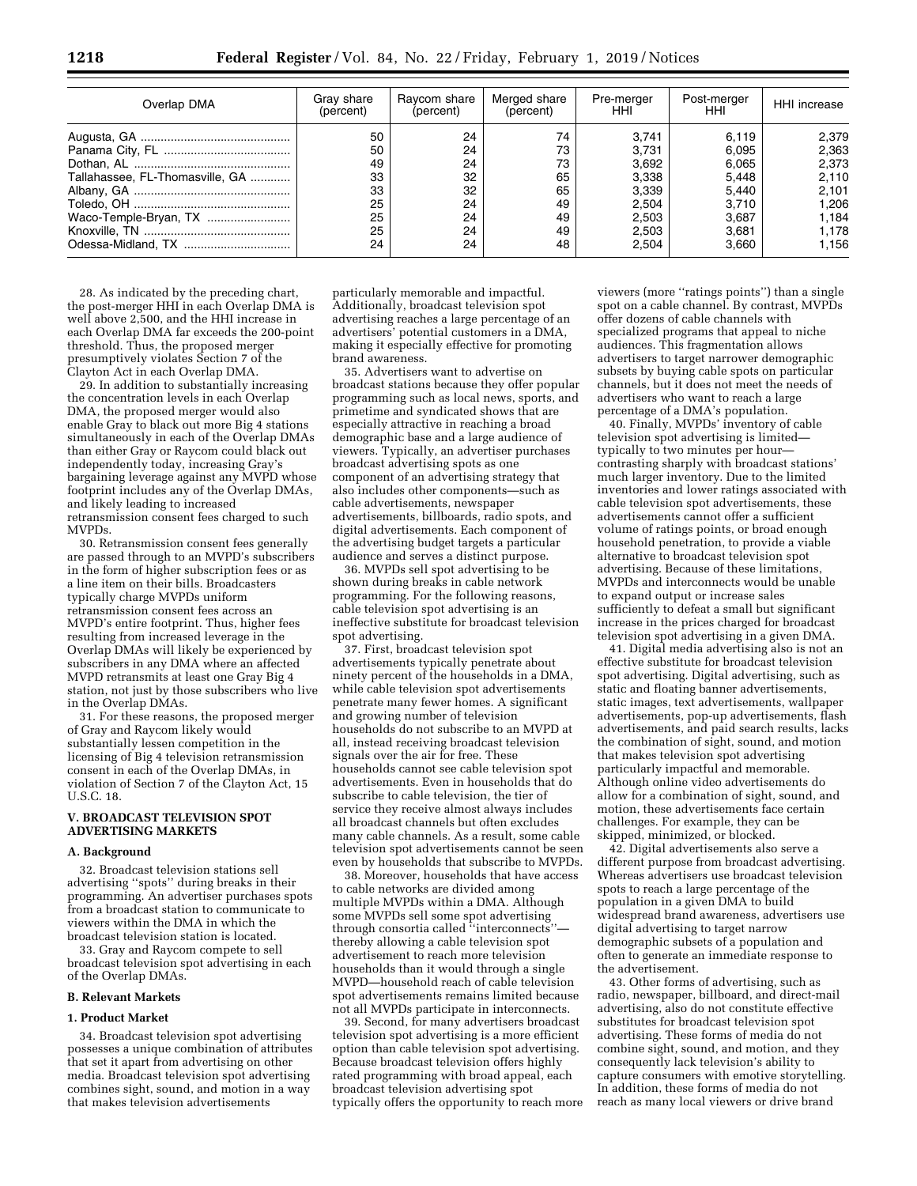| Overlap DMA | Gray share (percent) | Raycom share (percent) | Merged share (percent) | Pre-merger HHI | Post-merger HHI | HHI increase |
|---|---|---|---|---|---|---|
| Augusta, GA | 50 | 24 | 74 | 3,741 | 6,119 | 2,379 |
| Panama City, FL | 50 | 24 | 73 | 3,731 | 6,095 | 2,363 |
| Dothan, AL | 49 | 24 | 73 | 3,692 | 6,065 | 2,373 |
| Tallahassee, FL-Thomasville, GA | 33 | 32 | 65 | 3,338 | 5,448 | 2,110 |
| Albany, GA | 33 | 32 | 65 | 3,339 | 5,440 | 2,101 |
| Toledo, OH | 25 | 24 | 49 | 2,504 | 3,710 | 1,206 |
| Waco-Temple-Bryan, TX | 25 | 24 | 49 | 2,503 | 3,687 | 1,184 |
| Knoxville, TN | 25 | 24 | 49 | 2,503 | 3,681 | 1,178 |
| Odessa-Midland, TX | 24 | 24 | 48 | 2,504 | 3,660 | 1,156 |

28. As indicated by the preceding chart, the post-merger HHI in each Overlap DMA is well above 2,500, and the HHI increase in each Overlap DMA far exceeds the 200-point threshold. Thus, the proposed merger presumptively violates Section 7 of the Clayton Act in each Overlap DMA.

29. In addition to substantially increasing the concentration levels in each Overlap DMA, the proposed merger would also enable Gray to black out more Big 4 stations simultaneously in each of the Overlap DMAs than either Gray or Raycom could black out independently today, increasing Gray's bargaining leverage against any MVPD whose footprint includes any of the Overlap DMAs, and likely leading to increased retransmission consent fees charged to such MVPDs.

30. Retransmission consent fees generally are passed through to an MVPD's subscribers in the form of higher subscription fees or as a line item on their bills. Broadcasters typically charge MVPDs uniform retransmission consent fees across an MVPD's entire footprint. Thus, higher fees resulting from increased leverage in the Overlap DMAs will likely be experienced by subscribers in any DMA where an affected MVPD retransmits at least one Gray Big 4 station, not just by those subscribers who live in the Overlap DMAs.

31. For these reasons, the proposed merger of Gray and Raycom likely would substantially lessen competition in the licensing of Big 4 television retransmission consent in each of the Overlap DMAs, in violation of Section 7 of the Clayton Act, 15 U.S.C. 18.

## V. BROADCAST TELEVISION SPOT ADVERTISING MARKETS

### A. Background

32. Broadcast television stations sell advertising "spots" during breaks in their programming. An advertiser purchases spots from a broadcast station to communicate to viewers within the DMA in which the broadcast television station is located.

33. Gray and Raycom compete to sell broadcast television spot advertising in each of the Overlap DMAs.

### B. Relevant Markets

#### 1. Product Market

34. Broadcast television spot advertising possesses a unique combination of attributes that set it apart from advertising on other media. Broadcast television spot advertising combines sight, sound, and motion in a way that makes television advertisements particularly memorable and impactful. Additionally, broadcast television spot advertising reaches a large percentage of an advertisers' potential customers in a DMA, making it especially effective for promoting brand awareness.

35. Advertisers want to advertise on broadcast stations because they offer popular programming such as local news, sports, and primetime and syndicated shows that are especially attractive in reaching a broad demographic base and a large audience of viewers. Typically, an advertiser purchases broadcast advertising spots as one component of an advertising strategy that also includes other components—such as cable advertisements, newspaper advertisements, billboards, radio spots, and digital advertisements. Each component of the advertising budget targets a particular audience and serves a distinct purpose.

36. MVPDs sell spot advertising to be shown during breaks in cable network programming. For the following reasons, cable television spot advertising is an ineffective substitute for broadcast television spot advertising.

37. First, broadcast television spot advertisements typically penetrate about ninety percent of the households in a DMA, while cable television spot advertisements penetrate many fewer homes. A significant and growing number of television households do not subscribe to an MVPD at all, instead receiving broadcast television signals over the air for free. These households cannot see cable television spot advertisements. Even in households that do subscribe to cable television, the tier of service they receive almost always includes all broadcast channels but often excludes many cable channels. As a result, some cable television spot advertisements cannot be seen even by households that subscribe to MVPDs.

38. Moreover, households that have access to cable networks are divided among multiple MVPDs within a DMA. Although some MVPDs sell some spot advertising through consortia called "interconnects"—thereby allowing a cable television spot advertisement to reach more television households than it would through a single MVPD—household reach of cable television spot advertisements remains limited because not all MVPDs participate in interconnects.

39. Second, for many advertisers broadcast television spot advertising is a more efficient option than cable television spot advertising. Because broadcast television offers highly rated programming with broad appeal, each broadcast television advertising spot typically offers the opportunity to reach more viewers (more "ratings points") than a single spot on a cable channel. By contrast, MVPDs offer dozens of cable channels with specialized programs that appeal to niche audiences. This fragmentation allows advertisers to target narrower demographic subsets by buying cable spots on particular channels, but it does not meet the needs of advertisers who want to reach a large percentage of a DMA's population.

40. Finally, MVPDs' inventory of cable television spot advertising is limited—typically to two minutes per hour—contrasting sharply with broadcast stations' much larger inventory. Due to the limited inventories and lower ratings associated with cable television spot advertisements, these advertisements cannot offer a sufficient volume of ratings points, or broad enough household penetration, to provide a viable alternative to broadcast television spot advertising. Because of these limitations, MVPDs and interconnects would be unable to expand output or increase sales sufficiently to defeat a small but significant increase in the prices charged for broadcast television spot advertising in a given DMA.

41. Digital media advertising also is not an effective substitute for broadcast television spot advertising. Digital advertising, such as static and floating banner advertisements, static images, text advertisements, wallpaper advertisements, pop-up advertisements, flash advertisements, and paid search results, lacks the combination of sight, sound, and motion that makes television spot advertising particularly impactful and memorable. Although online video advertisements do allow for a combination of sight, sound, and motion, these advertisements face certain challenges. For example, they can be skipped, minimized, or blocked.

42. Digital advertisements also serve a different purpose from broadcast advertising. Whereas advertisers use broadcast television spots to reach a large percentage of the population in a given DMA to build widespread brand awareness, advertisers use digital advertising to target narrow demographic subsets of a population and often to generate an immediate response to the advertisement.

43. Other forms of advertising, such as radio, newspaper, billboard, and direct-mail advertising, also do not constitute effective substitutes for broadcast television spot advertising. These forms of media do not combine sight, sound, and motion, and they consequently lack television's ability to capture consumers with emotive storytelling. In addition, these forms of media do not reach as many local viewers or drive brand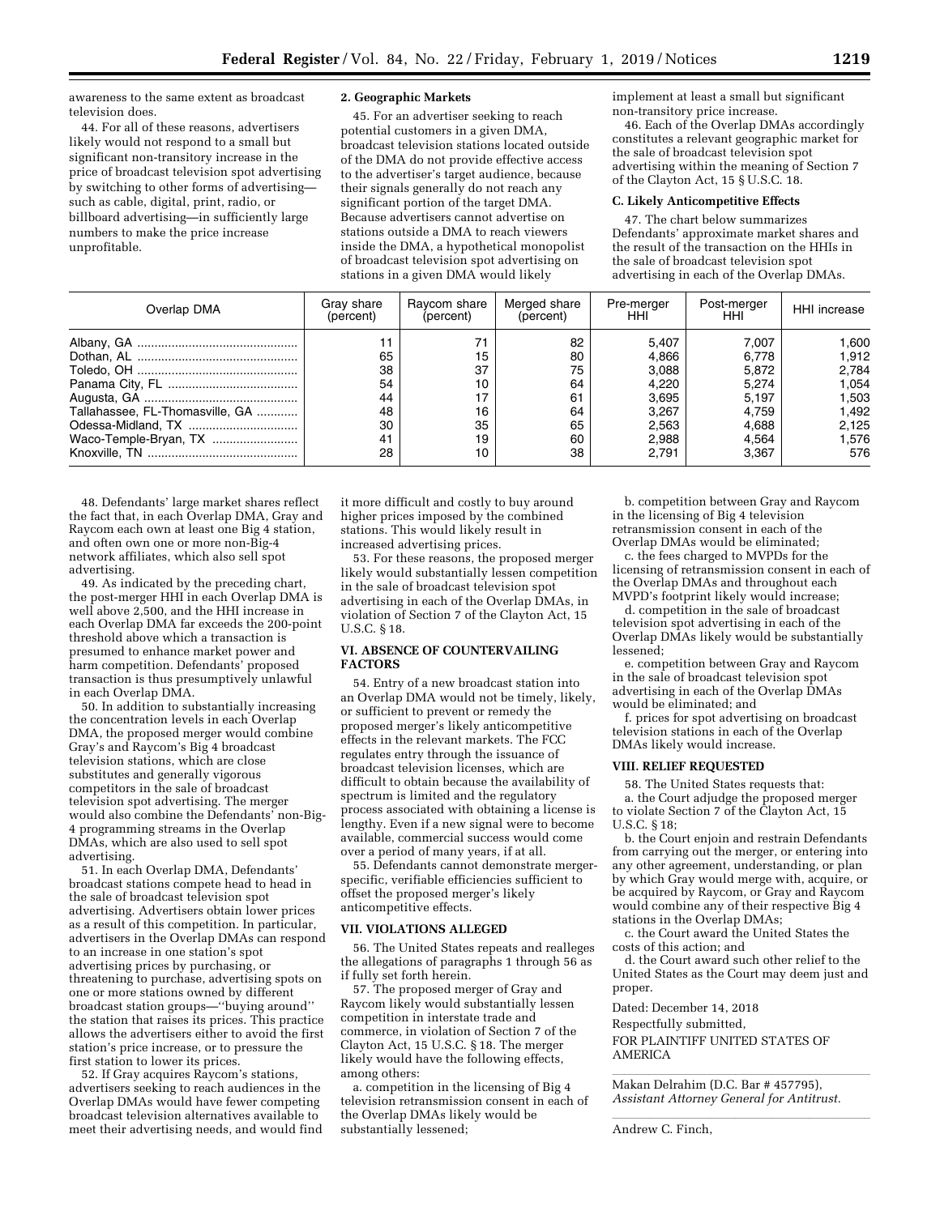awareness to the same extent as broadcast television does.

44. For all of these reasons, advertisers likely would not respond to a small but significant non-transitory increase in the price of broadcast television spot advertising by switching to other forms of advertising—such as cable, digital, print, radio, or billboard advertising—in sufficiently large numbers to make the price increase unprofitable.

**2. Geographic Markets**

45. For an advertiser seeking to reach potential customers in a given DMA, broadcast television stations located outside of the DMA do not provide effective access to the advertiser's target audience, because their signals generally do not reach any significant portion of the target DMA. Because advertisers cannot advertise on stations outside a DMA to reach viewers inside the DMA, a hypothetical monopolist of broadcast television spot advertising on stations in a given DMA would likely implement at least a small but significant non-transitory price increase.

46. Each of the Overlap DMAs accordingly constitutes a relevant geographic market for the sale of broadcast television spot advertising within the meaning of Section 7 of the Clayton Act, 15 § U.S.C. 18.

**C. Likely Anticompetitive Effects**

47. The chart below summarizes Defendants' approximate market shares and the result of the transaction on the HHIs in the sale of broadcast television spot advertising in each of the Overlap DMAs.

| Overlap DMA | Gray share (percent) | Raycom share (percent) | Merged share (percent) | Pre-merger HHI | Post-merger HHI | HHI increase |
|---|---|---|---|---|---|---|
| Albany, GA | 11 | 71 | 82 | 5,407 | 7,007 | 1,600 |
| Dothan, AL | 65 | 15 | 80 | 4,866 | 6,778 | 1,912 |
| Toledo, OH | 38 | 37 | 75 | 3,088 | 5,872 | 2,784 |
| Panama City, FL | 54 | 10 | 64 | 4,220 | 5,274 | 1,054 |
| Augusta, GA | 44 | 17 | 61 | 3,695 | 5,197 | 1,503 |
| Tallahassee, FL-Thomasville, GA | 48 | 16 | 64 | 3,267 | 4,759 | 1,492 |
| Odessa-Midland, TX | 30 | 35 | 65 | 2,563 | 4,688 | 2,125 |
| Waco-Temple-Bryan, TX | 41 | 19 | 60 | 2,988 | 4,564 | 1,576 |
| Knoxville, TN | 28 | 10 | 38 | 2,791 | 3,367 | 576 |

48. Defendants' large market shares reflect the fact that, in each Overlap DMA, Gray and Raycom each own at least one Big 4 station, and often own one or more non-Big-4 network affiliates, which also sell spot advertising.

49. As indicated by the preceding chart, the post-merger HHI in each Overlap DMA is well above 2,500, and the HHI increase in each Overlap DMA far exceeds the 200-point threshold above which a transaction is presumed to enhance market power and harm competition. Defendants' proposed transaction is thus presumptively unlawful in each Overlap DMA.

50. In addition to substantially increasing the concentration levels in each Overlap DMA, the proposed merger would combine Gray's and Raycom's Big 4 broadcast television stations, which are close substitutes and generally vigorous competitors in the sale of broadcast television spot advertising. The merger would also combine the Defendants' non-Big-4 programming streams in the Overlap DMAs, which are also used to sell spot advertising.

51. In each Overlap DMA, Defendants' broadcast stations compete head to head in the sale of broadcast television spot advertising. Advertisers obtain lower prices as a result of this competition. In particular, advertisers in the Overlap DMAs can respond to an increase in one station's spot advertising prices by purchasing, or threatening to purchase, advertising spots on one or more stations owned by different broadcast station groups—''buying around'' the station that raises its prices. This practice allows the advertisers either to avoid the first station's price increase, or to pressure the first station to lower its prices.

52. If Gray acquires Raycom's stations, advertisers seeking to reach audiences in the Overlap DMAs would have fewer competing broadcast television alternatives available to meet their advertising needs, and would find it more difficult and costly to buy around higher prices imposed by the combined stations. This would likely result in increased advertising prices.

53. For these reasons, the proposed merger likely would substantially lessen competition in the sale of broadcast television spot advertising in each of the Overlap DMAs, in violation of Section 7 of the Clayton Act, 15 U.S.C. § 18.

**VI. ABSENCE OF COUNTERVAILING FACTORS**

54. Entry of a new broadcast station into an Overlap DMA would not be timely, likely, or sufficient to prevent or remedy the proposed merger's likely anticompetitive effects in the relevant markets. The FCC regulates entry through the issuance of broadcast television licenses, which are difficult to obtain because the availability of spectrum is limited and the regulatory process associated with obtaining a license is lengthy. Even if a new signal were to become available, commercial success would come over a period of many years, if at all.

55. Defendants cannot demonstrate merger-specific, verifiable efficiencies sufficient to offset the proposed merger's likely anticompetitive effects.

**VII. VIOLATIONS ALLEGED**

56. The United States repeats and realleges the allegations of paragraphs 1 through 56 as if fully set forth herein.

57. The proposed merger of Gray and Raycom likely would substantially lessen competition in interstate trade and commerce, in violation of Section 7 of the Clayton Act, 15 U.S.C. § 18. The merger likely would have the following effects, among others:

a. competition in the licensing of Big 4 television retransmission consent in each of the Overlap DMAs likely would be substantially lessened;

b. competition between Gray and Raycom in the licensing of Big 4 television retransmission consent in each of the Overlap DMAs would be eliminated;

c. the fees charged to MVPDs for the licensing of retransmission consent in each of the Overlap DMAs and throughout each MVPD's footprint likely would increase;

d. competition in the sale of broadcast television spot advertising in each of the Overlap DMAs likely would be substantially lessened;

e. competition between Gray and Raycom in the sale of broadcast television spot advertising in each of the Overlap DMAs would be eliminated; and

f. prices for spot advertising on broadcast television stations in each of the Overlap DMAs likely would increase.

**VIII. RELIEF REQUESTED**

58. The United States requests that:

a. the Court adjudge the proposed merger to violate Section 7 of the Clayton Act, 15 U.S.C. § 18;

b. the Court enjoin and restrain Defendants from carrying out the merger, or entering into any other agreement, understanding, or plan by which Gray would merge with, acquire, or be acquired by Raycom, or Gray and Raycom would combine any of their respective Big 4 stations in the Overlap DMAs;

c. the Court award the United States the costs of this action; and

d. the Court award such other relief to the United States as the Court may deem just and proper.

Dated: December 14, 2018

Respectfully submitted,

FOR PLAINTIFF UNITED STATES OF AMERICA

Makan Delrahim (D.C. Bar # 457795),
*Assistant Attorney General for Antitrust.*

Andrew C. Finch,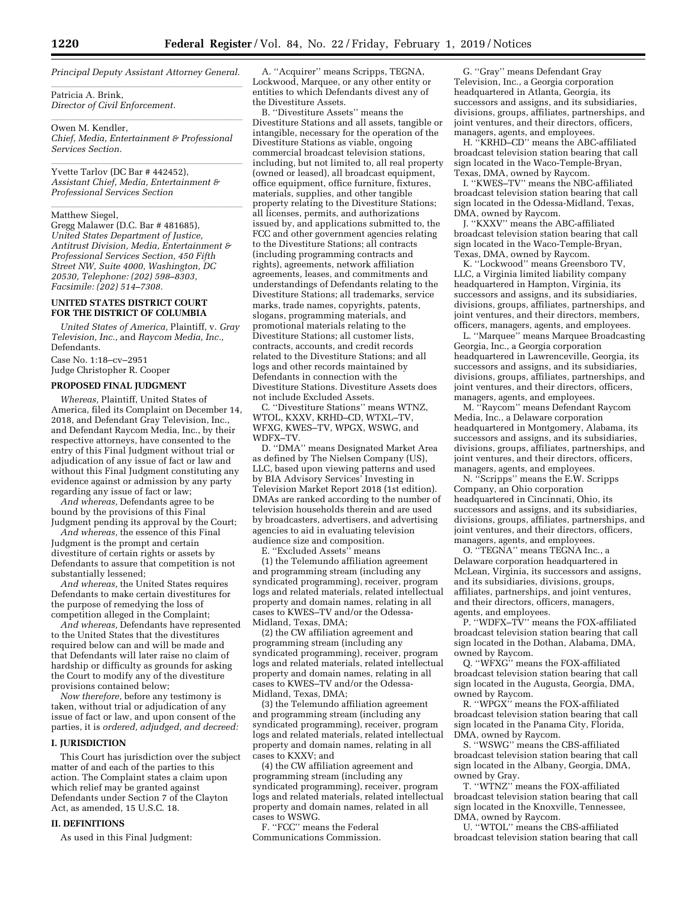*Principal Deputy Assistant Attorney General.*

Patricia A. Brink,
*Director of Civil Enforcement.*

Owen M. Kendler,
*Chief, Media, Entertainment & Professional Services Section.*

Yvette Tarlov (DC Bar # 442452),
*Assistant Chief, Media, Entertainment & Professional Services Section*

Matthew Siegel,
Gregg Malawer (D.C. Bar # 481685),
*United States Department of Justice, Antitrust Division, Media, Entertainment & Professional Services Section, 450 Fifth Street NW, Suite 4000, Washington, DC 20530, Telephone: (202) 598–8303, Facsimile: (202) 514–7308.*

## UNITED STATES DISTRICT COURT FOR THE DISTRICT OF COLUMBIA

*United States of America,* Plaintiff, v. *Gray Television, Inc.,* and *Raycom Media, Inc.,* Defendants.

Case No. 1:18–cv–2951
Judge Christopher R. Cooper

## PROPOSED FINAL JUDGMENT

*Whereas,* Plaintiff, United States of America, filed its Complaint on December 14, 2018, and Defendant Gray Television, Inc., and Defendant Raycom Media, Inc., by their respective attorneys, have consented to the entry of this Final Judgment without trial or adjudication of any issue of fact or law and without this Final Judgment constituting any evidence against or admission by any party regarding any issue of fact or law;

*And whereas,* Defendants agree to be bound by the provisions of this Final Judgment pending its approval by the Court;

*And whereas,* the essence of this Final Judgment is the prompt and certain divestiture of certain rights or assets by Defendants to assure that competition is not substantially lessened;

*And whereas,* the United States requires Defendants to make certain divestitures for the purpose of remedying the loss of competition alleged in the Complaint;

*And whereas,* Defendants have represented to the United States that the divestitures required below can and will be made and that Defendants will later raise no claim of hardship or difficulty as grounds for asking the Court to modify any of the divestiture provisions contained below;

*Now therefore,* before any testimony is taken, without trial or adjudication of any issue of fact or law, and upon consent of the parties, it is *ordered, adjudged, and decreed:*

### I. JURISDICTION

This Court has jurisdiction over the subject matter of and each of the parties to this action. The Complaint states a claim upon which relief may be granted against Defendants under Section 7 of the Clayton Act, as amended, 15 U.S.C. 18.

### II. DEFINITIONS

As used in this Final Judgment:

A. ''Acquirer'' means Scripps, TEGNA, Lockwood, Marquee, or any other entity or entities to which Defendants divest any of the Divestiture Assets.

B. ''Divestiture Assets'' means the Divestiture Stations and all assets, tangible or intangible, necessary for the operation of the Divestiture Stations as viable, ongoing commercial broadcast television stations, including, but not limited to, all real property (owned or leased), all broadcast equipment, office equipment, office furniture, fixtures, materials, supplies, and other tangible property relating to the Divestiture Stations; all licenses, permits, and authorizations issued by, and applications submitted to, the FCC and other government agencies relating to the Divestiture Stations; all contracts (including programming contracts and rights), agreements, network affiliation agreements, leases, and commitments and understandings of Defendants relating to the Divestiture Stations; all trademarks, service marks, trade names, copyrights, patents, slogans, programming materials, and promotional materials relating to the Divestiture Stations; all customer lists, contracts, accounts, and credit records related to the Divestiture Stations; and all logs and other records maintained by Defendants in connection with the Divestiture Stations. Divestiture Assets does not include Excluded Assets.

C. ''Divestiture Stations'' means WTNZ, WTOL, KXXV, KRHD–CD, WTXL–TV, WFXG, KWES–TV, WPGX, WSWG, and WDFX–TV.

D. ''DMA'' means Designated Market Area as defined by The Nielsen Company (US), LLC, based upon viewing patterns and used by BIA Advisory Services' Investing in Television Market Report 2018 (1st edition). DMAs are ranked according to the number of television households therein and are used by broadcasters, advertisers, and advertising agencies to aid in evaluating television audience size and composition.

E. ''Excluded Assets'' means

(1) the Telemundo affiliation agreement and programming stream (including any syndicated programming), receiver, program logs and related materials, related intellectual property and domain names, relating in all cases to KWES–TV and/or the Odessa-Midland, Texas, DMA;

(2) the CW affiliation agreement and programming stream (including any syndicated programming), receiver, program logs and related materials, related intellectual property and domain names, relating in all cases to KWES–TV and/or the Odessa-Midland, Texas, DMA;

(3) the Telemundo affiliation agreement and programming stream (including any syndicated programming), receiver, program logs and related materials, related intellectual property and domain names, relating in all cases to KXXV; and

(4) the CW affiliation agreement and programming stream (including any syndicated programming), receiver, program logs and related materials, related intellectual property and domain names, related in all cases to WSWG.

F. ''FCC'' means the Federal Communications Commission.

G. ''Gray'' means Defendant Gray Television, Inc., a Georgia corporation headquartered in Atlanta, Georgia, its successors and assigns, and its subsidiaries, divisions, groups, affiliates, partnerships, and joint ventures, and their directors, officers, managers, agents, and employees.

H. ''KRHD–CD'' means the ABC-affiliated broadcast television station bearing that call sign located in the Waco-Temple-Bryan, Texas, DMA, owned by Raycom.

I. ''KWES–TV'' means the NBC-affiliated broadcast television station bearing that call sign located in the Odessa-Midland, Texas, DMA, owned by Raycom.

J. ''KXXV'' means the ABC-affiliated broadcast television station bearing that call sign located in the Waco-Temple-Bryan, Texas, DMA, owned by Raycom.

K. ''Lockwood'' means Greensboro TV, LLC, a Virginia limited liability company headquartered in Hampton, Virginia, its successors and assigns, and its subsidiaries, divisions, groups, affiliates, partnerships, and joint ventures, and their directors, members, officers, managers, agents, and employees.

L. ''Marquee'' means Marquee Broadcasting Georgia, Inc., a Georgia corporation headquartered in Lawrenceville, Georgia, its successors and assigns, and its subsidiaries, divisions, groups, affiliates, partnerships, and joint ventures, and their directors, officers, managers, agents, and employees.

M. ''Raycom'' means Defendant Raycom Media, Inc., a Delaware corporation headquartered in Montgomery, Alabama, its successors and assigns, and its subsidiaries, divisions, groups, affiliates, partnerships, and joint ventures, and their directors, officers, managers, agents, and employees.

N. ''Scripps'' means the E.W. Scripps Company, an Ohio corporation headquartered in Cincinnati, Ohio, its successors and assigns, and its subsidiaries, divisions, groups, affiliates, partnerships, and joint ventures, and their directors, officers, managers, agents, and employees.

O. ''TEGNA'' means TEGNA Inc., a Delaware corporation headquartered in McLean, Virginia, its successors and assigns, and its subsidiaries, divisions, groups, affiliates, partnerships, and joint ventures, and their directors, officers, managers, agents, and employees.

P. ''WDFX–TV'' means the FOX-affiliated broadcast television station bearing that call sign located in the Dothan, Alabama, DMA, owned by Raycom.

Q. ''WFXG'' means the FOX-affiliated broadcast television station bearing that call sign located in the Augusta, Georgia, DMA, owned by Raycom.

R. ''WPGX'' means the FOX-affiliated broadcast television station bearing that call sign located in the Panama City, Florida, DMA, owned by Raycom.

S. ''WSWG'' means the CBS-affiliated broadcast television station bearing that call sign located in the Albany, Georgia, DMA, owned by Gray.

T. ''WTNZ'' means the FOX-affiliated broadcast television station bearing that call sign located in the Knoxville, Tennessee, DMA, owned by Raycom.

U. ''WTOL'' means the CBS-affiliated broadcast television station bearing that call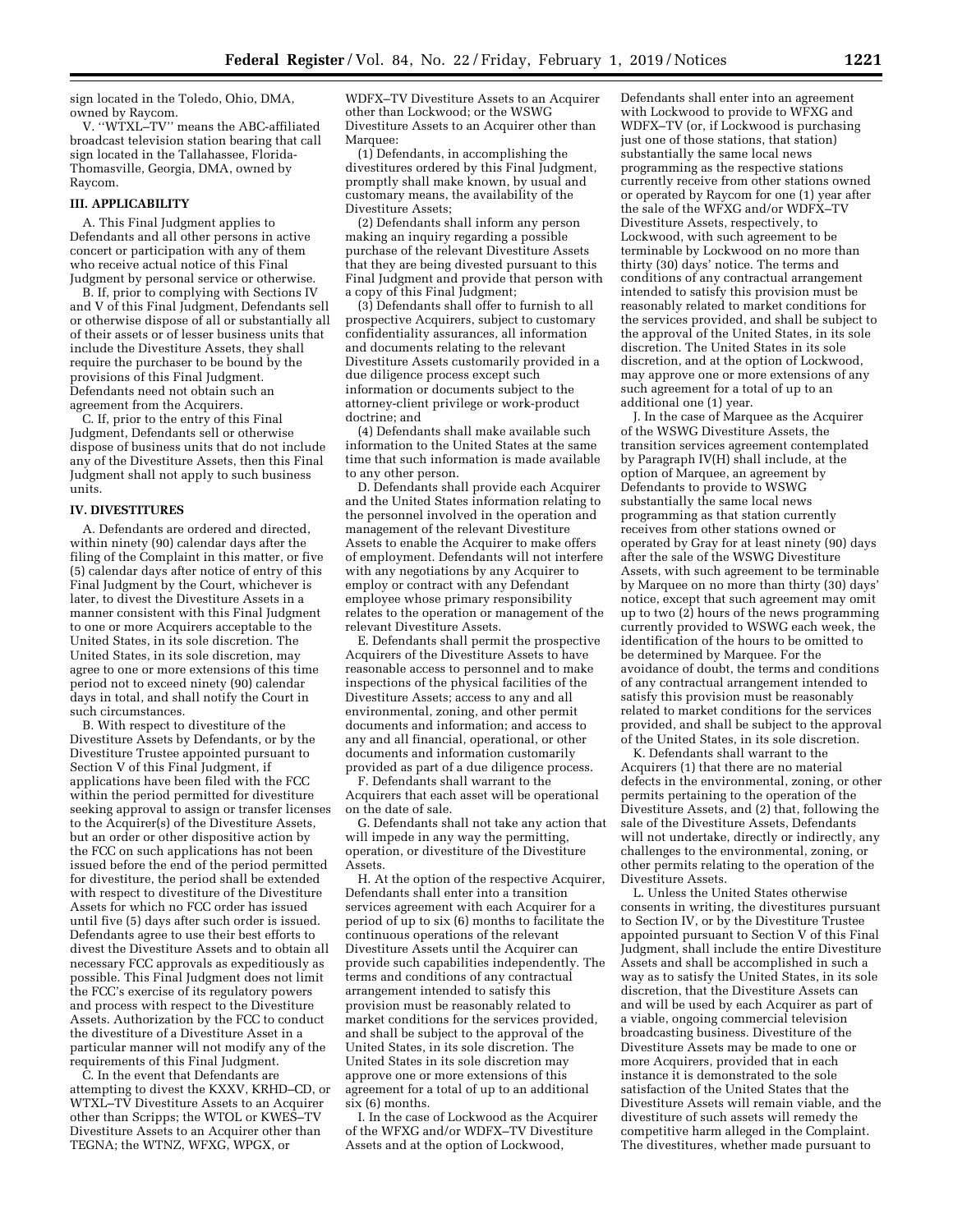sign located in the Toledo, Ohio, DMA, owned by Raycom.

V. ''WTXL–TV'' means the ABC-affiliated broadcast television station bearing that call sign located in the Tallahassee, Florida-Thomasville, Georgia, DMA, owned by Raycom.

## III. APPLICABILITY

A. This Final Judgment applies to Defendants and all other persons in active concert or participation with any of them who receive actual notice of this Final Judgment by personal service or otherwise.

B. If, prior to complying with Sections IV and V of this Final Judgment, Defendants sell or otherwise dispose of all or substantially all of their assets or of lesser business units that include the Divestiture Assets, they shall require the purchaser to be bound by the provisions of this Final Judgment. Defendants need not obtain such an agreement from the Acquirers.

C. If, prior to the entry of this Final Judgment, Defendants sell or otherwise dispose of business units that do not include any of the Divestiture Assets, then this Final Judgment shall not apply to such business units.

## IV. DIVESTITURES

A. Defendants are ordered and directed, within ninety (90) calendar days after the filing of the Complaint in this matter, or five (5) calendar days after notice of entry of this Final Judgment by the Court, whichever is later, to divest the Divestiture Assets in a manner consistent with this Final Judgment to one or more Acquirers acceptable to the United States, in its sole discretion. The United States, in its sole discretion, may agree to one or more extensions of this time period not to exceed ninety (90) calendar days in total, and shall notify the Court in such circumstances.

B. With respect to divestiture of the Divestiture Assets by Defendants, or by the Divestiture Trustee appointed pursuant to Section V of this Final Judgment, if applications have been filed with the FCC within the period permitted for divestiture seeking approval to assign or transfer licenses to the Acquirer(s) of the Divestiture Assets, but an order or other dispositive action by the FCC on such applications has not been issued before the end of the period permitted for divestiture, the period shall be extended with respect to divestiture of the Divestiture Assets for which no FCC order has issued until five (5) days after such order is issued. Defendants agree to use their best efforts to divest the Divestiture Assets and to obtain all necessary FCC approvals as expeditiously as possible. This Final Judgment does not limit the FCC's exercise of its regulatory powers and process with respect to the Divestiture Assets. Authorization by the FCC to conduct the divestiture of a Divestiture Asset in a particular manner will not modify any of the requirements of this Final Judgment.

C. In the event that Defendants are attempting to divest the KXXV, KRHD–CD, or WTXL–TV Divestiture Assets to an Acquirer other than Scripps; the WTOL or KWES–TV Divestiture Assets to an Acquirer other than TEGNA; the WTNZ, WFXG, WPGX, or WDFX–TV Divestiture Assets to an Acquirer other than Lockwood; or the WSWG Divestiture Assets to an Acquirer other than Marquee:

(1) Defendants, in accomplishing the divestitures ordered by this Final Judgment, promptly shall make known, by usual and customary means, the availability of the Divestiture Assets;

(2) Defendants shall inform any person making an inquiry regarding a possible purchase of the relevant Divestiture Assets that they are being divested pursuant to this Final Judgment and provide that person with a copy of this Final Judgment;

(3) Defendants shall offer to furnish to all prospective Acquirers, subject to customary confidentiality assurances, all information and documents relating to the relevant Divestiture Assets customarily provided in a due diligence process except such information or documents subject to the attorney-client privilege or work-product doctrine; and

(4) Defendants shall make available such information to the United States at the same time that such information is made available to any other person.

D. Defendants shall provide each Acquirer and the United States information relating to the personnel involved in the operation and management of the relevant Divestiture Assets to enable the Acquirer to make offers of employment. Defendants will not interfere with any negotiations by any Acquirer to employ or contract with any Defendant employee whose primary responsibility relates to the operation or management of the relevant Divestiture Assets.

E. Defendants shall permit the prospective Acquirers of the Divestiture Assets to have reasonable access to personnel and to make inspections of the physical facilities of the Divestiture Assets; access to any and all environmental, zoning, and other permit documents and information; and access to any and all financial, operational, or other documents and information customarily provided as part of a due diligence process.

F. Defendants shall warrant to the Acquirers that each asset will be operational on the date of sale.

G. Defendants shall not take any action that will impede in any way the permitting, operation, or divestiture of the Divestiture Assets.

H. At the option of the respective Acquirer, Defendants shall enter into a transition services agreement with each Acquirer for a period of up to six (6) months to facilitate the continuous operations of the relevant Divestiture Assets until the Acquirer can provide such capabilities independently. The terms and conditions of any contractual arrangement intended to satisfy this provision must be reasonably related to market conditions for the services provided, and shall be subject to the approval of the United States, in its sole discretion. The United States in its sole discretion may approve one or more extensions of this agreement for a total of up to an additional six (6) months.

I. In the case of Lockwood as the Acquirer of the WFXG and/or WDFX–TV Divestiture Assets and at the option of Lockwood, Defendants shall enter into an agreement with Lockwood to provide to WFXG and WDFX–TV (or, if Lockwood is purchasing just one of those stations, that station) substantially the same local news programming as the respective stations currently receive from other stations owned or operated by Raycom for one (1) year after the sale of the WFXG and/or WDFX–TV Divestiture Assets, respectively, to Lockwood, with such agreement to be terminable by Lockwood on no more than thirty (30) days' notice. The terms and conditions of any contractual arrangement intended to satisfy this provision must be reasonably related to market conditions for the services provided, and shall be subject to the approval of the United States, in its sole discretion. The United States in its sole discretion, and at the option of Lockwood, may approve one or more extensions of any such agreement for a total of up to an additional one (1) year.

J. In the case of Marquee as the Acquirer of the WSWG Divestiture Assets, the transition services agreement contemplated by Paragraph IV(H) shall include, at the option of Marquee, an agreement by Defendants to provide to WSWG substantially the same local news programming as that station currently receives from other stations owned or operated by Gray for at least ninety (90) days after the sale of the WSWG Divestiture Assets, with such agreement to be terminable by Marquee on no more than thirty (30) days' notice, except that such agreement may omit up to two (2) hours of the news programming currently provided to WSWG each week, the identification of the hours to be omitted to be determined by Marquee. For the avoidance of doubt, the terms and conditions of any contractual arrangement intended to satisfy this provision must be reasonably related to market conditions for the services provided, and shall be subject to the approval of the United States, in its sole discretion.

K. Defendants shall warrant to the Acquirers (1) that there are no material defects in the environmental, zoning, or other permits pertaining to the operation of the Divestiture Assets, and (2) that, following the sale of the Divestiture Assets, Defendants will not undertake, directly or indirectly, any challenges to the environmental, zoning, or other permits relating to the operation of the Divestiture Assets.

L. Unless the United States otherwise consents in writing, the divestitures pursuant to Section IV, or by the Divestiture Trustee appointed pursuant to Section V of this Final Judgment, shall include the entire Divestiture Assets and shall be accomplished in such a way as to satisfy the United States, in its sole discretion, that the Divestiture Assets can and will be used by each Acquirer as part of a viable, ongoing commercial television broadcasting business. Divestiture of the Divestiture Assets may be made to one or more Acquirers, provided that in each instance it is demonstrated to the sole satisfaction of the United States that the Divestiture Assets will remain viable, and the divestiture of such assets will remedy the competitive harm alleged in the Complaint. The divestitures, whether made pursuant to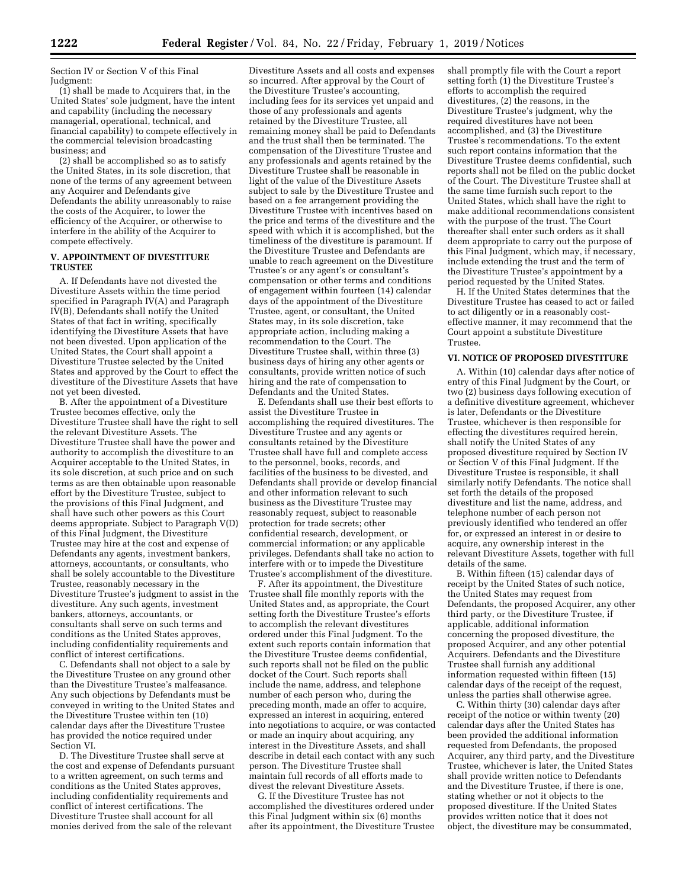Section IV or Section V of this Final Judgment:

(1) shall be made to Acquirers that, in the United States' sole judgment, have the intent and capability (including the necessary managerial, operational, technical, and financial capability) to compete effectively in the commercial television broadcasting business; and

(2) shall be accomplished so as to satisfy the United States, in its sole discretion, that none of the terms of any agreement between any Acquirer and Defendants give Defendants the ability unreasonably to raise the costs of the Acquirer, to lower the efficiency of the Acquirer, or otherwise to interfere in the ability of the Acquirer to compete effectively.

## V. APPOINTMENT OF DIVESTITURE TRUSTEE

A. If Defendants have not divested the Divestiture Assets within the time period specified in Paragraph IV(A) and Paragraph IV(B), Defendants shall notify the United States of that fact in writing, specifically identifying the Divestiture Assets that have not been divested. Upon application of the United States, the Court shall appoint a Divestiture Trustee selected by the United States and approved by the Court to effect the divestiture of the Divestiture Assets that have not yet been divested.

B. After the appointment of a Divestiture Trustee becomes effective, only the Divestiture Trustee shall have the right to sell the relevant Divestiture Assets. The Divestiture Trustee shall have the power and authority to accomplish the divestiture to an Acquirer acceptable to the United States, in its sole discretion, at such price and on such terms as are then obtainable upon reasonable effort by the Divestiture Trustee, subject to the provisions of this Final Judgment, and shall have such other powers as this Court deems appropriate. Subject to Paragraph V(D) of this Final Judgment, the Divestiture Trustee may hire at the cost and expense of Defendants any agents, investment bankers, attorneys, accountants, or consultants, who shall be solely accountable to the Divestiture Trustee, reasonably necessary in the Divestiture Trustee's judgment to assist in the divestiture. Any such agents, investment bankers, attorneys, accountants, or consultants shall serve on such terms and conditions as the United States approves, including confidentiality requirements and conflict of interest certifications.

C. Defendants shall not object to a sale by the Divestiture Trustee on any ground other than the Divestiture Trustee's malfeasance. Any such objections by Defendants must be conveyed in writing to the United States and the Divestiture Trustee within ten (10) calendar days after the Divestiture Trustee has provided the notice required under Section VI.

D. The Divestiture Trustee shall serve at the cost and expense of Defendants pursuant to a written agreement, on such terms and conditions as the United States approves, including confidentiality requirements and conflict of interest certifications. The Divestiture Trustee shall account for all monies derived from the sale of the relevant Divestiture Assets and all costs and expenses so incurred. After approval by the Court of the Divestiture Trustee's accounting, including fees for its services yet unpaid and those of any professionals and agents retained by the Divestiture Trustee, all remaining money shall be paid to Defendants and the trust shall then be terminated. The compensation of the Divestiture Trustee and any professionals and agents retained by the Divestiture Trustee shall be reasonable in light of the value of the Divestiture Assets subject to sale by the Divestiture Trustee and based on a fee arrangement providing the Divestiture Trustee with incentives based on the price and terms of the divestiture and the speed with which it is accomplished, but the timeliness of the divestiture is paramount. If the Divestiture Trustee and Defendants are unable to reach agreement on the Divestiture Trustee's or any agent's or consultant's compensation or other terms and conditions of engagement within fourteen (14) calendar days of the appointment of the Divestiture Trustee, agent, or consultant, the United States may, in its sole discretion, take appropriate action, including making a recommendation to the Court. The Divestiture Trustee shall, within three (3) business days of hiring any other agents or consultants, provide written notice of such hiring and the rate of compensation to Defendants and the United States.

E. Defendants shall use their best efforts to assist the Divestiture Trustee in accomplishing the required divestitures. The Divestiture Trustee and any agents or consultants retained by the Divestiture Trustee shall have full and complete access to the personnel, books, records, and facilities of the business to be divested, and Defendants shall provide or develop financial and other information relevant to such business as the Divestiture Trustee may reasonably request, subject to reasonable protection for trade secrets; other confidential research, development, or commercial information; or any applicable privileges. Defendants shall take no action to interfere with or to impede the Divestiture Trustee's accomplishment of the divestiture.

F. After its appointment, the Divestiture Trustee shall file monthly reports with the United States and, as appropriate, the Court setting forth the Divestiture Trustee's efforts to accomplish the relevant divestitures ordered under this Final Judgment. To the extent such reports contain information that the Divestiture Trustee deems confidential, such reports shall not be filed on the public docket of the Court. Such reports shall include the name, address, and telephone number of each person who, during the preceding month, made an offer to acquire, expressed an interest in acquiring, entered into negotiations to acquire, or was contacted or made an inquiry about acquiring, any interest in the Divestiture Assets, and shall describe in detail each contact with any such person. The Divestiture Trustee shall maintain full records of all efforts made to divest the relevant Divestiture Assets.

G. If the Divestiture Trustee has not accomplished the divestitures ordered under this Final Judgment within six (6) months after its appointment, the Divestiture Trustee shall promptly file with the Court a report setting forth (1) the Divestiture Trustee's efforts to accomplish the required divestitures, (2) the reasons, in the Divestiture Trustee's judgment, why the required divestitures have not been accomplished, and (3) the Divestiture Trustee's recommendations. To the extent such report contains information that the Divestiture Trustee deems confidential, such reports shall not be filed on the public docket of the Court. The Divestiture Trustee shall at the same time furnish such report to the United States, which shall have the right to make additional recommendations consistent with the purpose of the trust. The Court thereafter shall enter such orders as it shall deem appropriate to carry out the purpose of this Final Judgment, which may, if necessary, include extending the trust and the term of the Divestiture Trustee's appointment by a period requested by the United States.

H. If the United States determines that the Divestiture Trustee has ceased to act or failed to act diligently or in a reasonably cost-effective manner, it may recommend that the Court appoint a substitute Divestiture Trustee.

## VI. NOTICE OF PROPOSED DIVESTITURE

A. Within (10) calendar days after notice of entry of this Final Judgment by the Court, or two (2) business days following execution of a definitive divestiture agreement, whichever is later, Defendants or the Divestiture Trustee, whichever is then responsible for effecting the divestitures required herein, shall notify the United States of any proposed divestiture required by Section IV or Section V of this Final Judgment. If the Divestiture Trustee is responsible, it shall similarly notify Defendants. The notice shall set forth the details of the proposed divestiture and list the name, address, and telephone number of each person not previously identified who tendered an offer for, or expressed an interest in or desire to acquire, any ownership interest in the relevant Divestiture Assets, together with full details of the same.

B. Within fifteen (15) calendar days of receipt by the United States of such notice, the United States may request from Defendants, the proposed Acquirer, any other third party, or the Divestiture Trustee, if applicable, additional information concerning the proposed divestiture, the proposed Acquirer, and any other potential Acquirers. Defendants and the Divestiture Trustee shall furnish any additional information requested within fifteen (15) calendar days of the receipt of the request, unless the parties shall otherwise agree.

C. Within thirty (30) calendar days after receipt of the notice or within twenty (20) calendar days after the United States has been provided the additional information requested from Defendants, the proposed Acquirer, any third party, and the Divestiture Trustee, whichever is later, the United States shall provide written notice to Defendants and the Divestiture Trustee, if there is one, stating whether or not it objects to the proposed divestiture. If the United States provides written notice that it does not object, the divestiture may be consummated,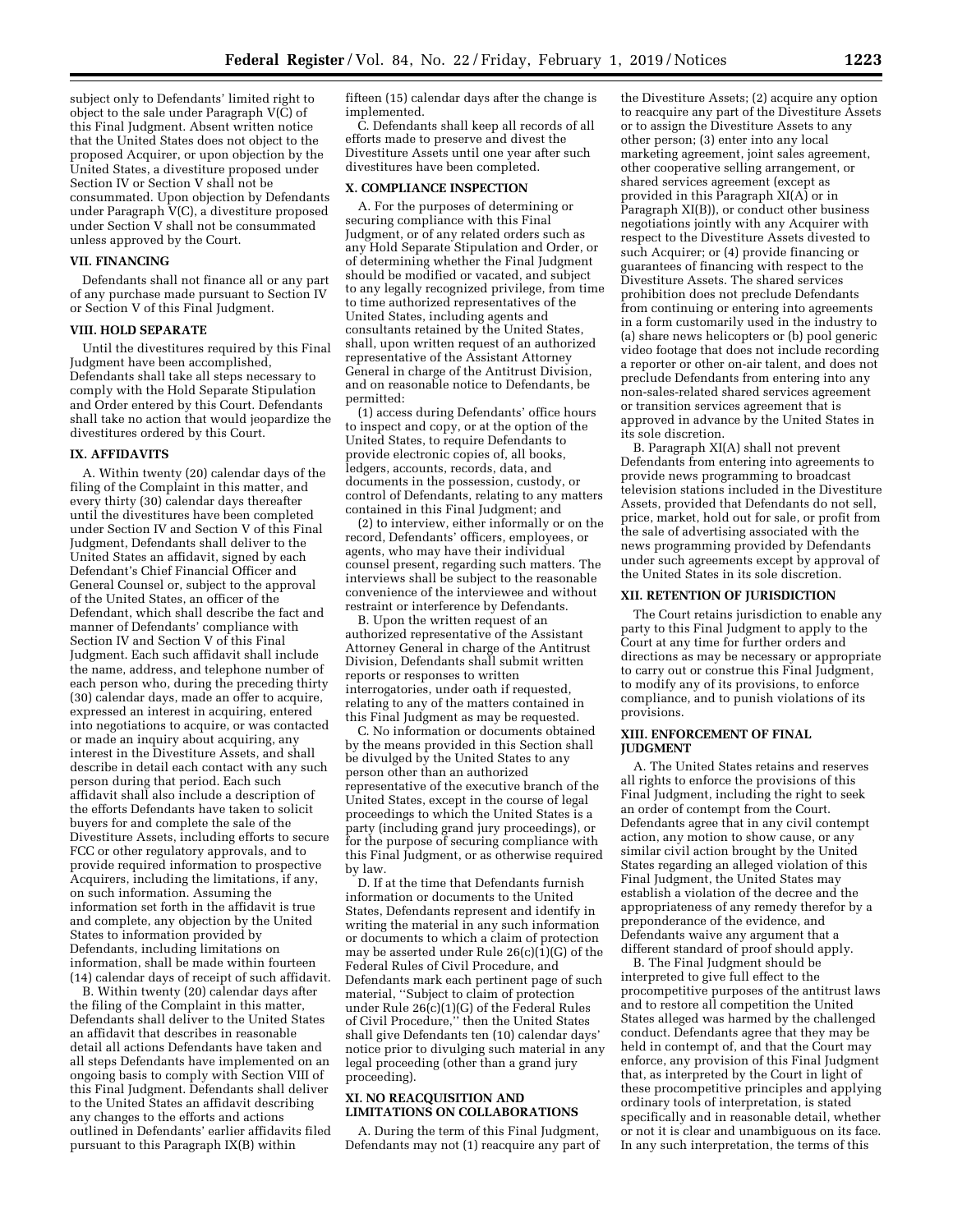subject only to Defendants' limited right to object to the sale under Paragraph V(C) of this Final Judgment. Absent written notice that the United States does not object to the proposed Acquirer, or upon objection by the United States, a divestiture proposed under Section IV or Section V shall not be consummated. Upon objection by Defendants under Paragraph V(C), a divestiture proposed under Section V shall not be consummated unless approved by the Court.

### VII. FINANCING

Defendants shall not finance all or any part of any purchase made pursuant to Section IV or Section V of this Final Judgment.

### VIII. HOLD SEPARATE

Until the divestitures required by this Final Judgment have been accomplished, Defendants shall take all steps necessary to comply with the Hold Separate Stipulation and Order entered by this Court. Defendants shall take no action that would jeopardize the divestitures ordered by this Court.

### IX. AFFIDAVITS

A. Within twenty (20) calendar days of the filing of the Complaint in this matter, and every thirty (30) calendar days thereafter until the divestitures have been completed under Section IV and Section V of this Final Judgment, Defendants shall deliver to the United States an affidavit, signed by each Defendant's Chief Financial Officer and General Counsel or, subject to the approval of the United States, an officer of the Defendant, which shall describe the fact and manner of Defendants' compliance with Section IV and Section V of this Final Judgment. Each such affidavit shall include the name, address, and telephone number of each person who, during the preceding thirty (30) calendar days, made an offer to acquire, expressed an interest in acquiring, entered into negotiations to acquire, or was contacted or made an inquiry about acquiring, any interest in the Divestiture Assets, and shall describe in detail each contact with any such person during that period. Each such affidavit shall also include a description of the efforts Defendants have taken to solicit buyers for and complete the sale of the Divestiture Assets, including efforts to secure FCC or other regulatory approvals, and to provide required information to prospective Acquirers, including the limitations, if any, on such information. Assuming the information set forth in the affidavit is true and complete, any objection by the United States to information provided by Defendants, including limitations on information, shall be made within fourteen (14) calendar days of receipt of such affidavit.

B. Within twenty (20) calendar days after the filing of the Complaint in this matter, Defendants shall deliver to the United States an affidavit that describes in reasonable detail all actions Defendants have taken and all steps Defendants have implemented on an ongoing basis to comply with Section VIII of this Final Judgment. Defendants shall deliver to the United States an affidavit describing any changes to the efforts and actions outlined in Defendants' earlier affidavits filed pursuant to this Paragraph IX(B) within fifteen (15) calendar days after the change is implemented.

C. Defendants shall keep all records of all efforts made to preserve and divest the Divestiture Assets until one year after such divestitures have been completed.

### X. COMPLIANCE INSPECTION

A. For the purposes of determining or securing compliance with this Final Judgment, or of any related orders such as any Hold Separate Stipulation and Order, or of determining whether the Final Judgment should be modified or vacated, and subject to any legally recognized privilege, from time to time authorized representatives of the United States, including agents and consultants retained by the United States, shall, upon written request of an authorized representative of the Assistant Attorney General in charge of the Antitrust Division, and on reasonable notice to Defendants, be permitted:

(1) access during Defendants' office hours to inspect and copy, or at the option of the United States, to require Defendants to provide electronic copies of, all books, ledgers, accounts, records, data, and documents in the possession, custody, or control of Defendants, relating to any matters contained in this Final Judgment; and

(2) to interview, either informally or on the record, Defendants' officers, employees, or agents, who may have their individual counsel present, regarding such matters. The interviews shall be subject to the reasonable convenience of the interviewee and without restraint or interference by Defendants.

B. Upon the written request of an authorized representative of the Assistant Attorney General in charge of the Antitrust Division, Defendants shall submit written reports or responses to written interrogatories, under oath if requested, relating to any of the matters contained in this Final Judgment as may be requested.

C. No information or documents obtained by the means provided in this Section shall be divulged by the United States to any person other than an authorized representative of the executive branch of the United States, except in the course of legal proceedings to which the United States is a party (including grand jury proceedings), or for the purpose of securing compliance with this Final Judgment, or as otherwise required by law.

D. If at the time that Defendants furnish information or documents to the United States, Defendants represent and identify in writing the material in any such information or documents to which a claim of protection may be asserted under Rule 26(c)(1)(G) of the Federal Rules of Civil Procedure, and Defendants mark each pertinent page of such material, ''Subject to claim of protection under Rule 26(c)(1)(G) of the Federal Rules of Civil Procedure,'' then the United States shall give Defendants ten (10) calendar days' notice prior to divulging such material in any legal proceeding (other than a grand jury proceeding).

### XI. NO REACQUISITION AND LIMITATIONS ON COLLABORATIONS

A. During the term of this Final Judgment, Defendants may not (1) reacquire any part of the Divestiture Assets; (2) acquire any option to reacquire any part of the Divestiture Assets or to assign the Divestiture Assets to any other person; (3) enter into any local marketing agreement, joint sales agreement, other cooperative selling arrangement, or shared services agreement (except as provided in this Paragraph XI(A) or in Paragraph XI(B)), or conduct other business negotiations jointly with any Acquirer with respect to the Divestiture Assets divested to such Acquirer; or (4) provide financing or guarantees of financing with respect to the Divestiture Assets. The shared services prohibition does not preclude Defendants from continuing or entering into agreements in a form customarily used in the industry to (a) share news helicopters or (b) pool generic video footage that does not include recording a reporter or other on-air talent, and does not preclude Defendants from entering into any non-sales-related shared services agreement or transition services agreement that is approved in advance by the United States in its sole discretion.

B. Paragraph XI(A) shall not prevent Defendants from entering into agreements to provide news programming to broadcast television stations included in the Divestiture Assets, provided that Defendants do not sell, price, market, hold out for sale, or profit from the sale of advertising associated with the news programming provided by Defendants under such agreements except by approval of the United States in its sole discretion.

### XII. RETENTION OF JURISDICTION

The Court retains jurisdiction to enable any party to this Final Judgment to apply to the Court at any time for further orders and directions as may be necessary or appropriate to carry out or construe this Final Judgment, to modify any of its provisions, to enforce compliance, and to punish violations of its provisions.

### XIII. ENFORCEMENT OF FINAL JUDGMENT

A. The United States retains and reserves all rights to enforce the provisions of this Final Judgment, including the right to seek an order of contempt from the Court. Defendants agree that in any civil contempt action, any motion to show cause, or any similar civil action brought by the United States regarding an alleged violation of this Final Judgment, the United States may establish a violation of the decree and the appropriateness of any remedy therefor by a preponderance of the evidence, and Defendants waive any argument that a different standard of proof should apply.

B. The Final Judgment should be interpreted to give full effect to the procompetitive purposes of the antitrust laws and to restore all competition the United States alleged was harmed by the challenged conduct. Defendants agree that they may be held in contempt of, and that the Court may enforce, any provision of this Final Judgment that, as interpreted by the Court in light of these procompetitive principles and applying ordinary tools of interpretation, is stated specifically and in reasonable detail, whether or not it is clear and unambiguous on its face. In any such interpretation, the terms of this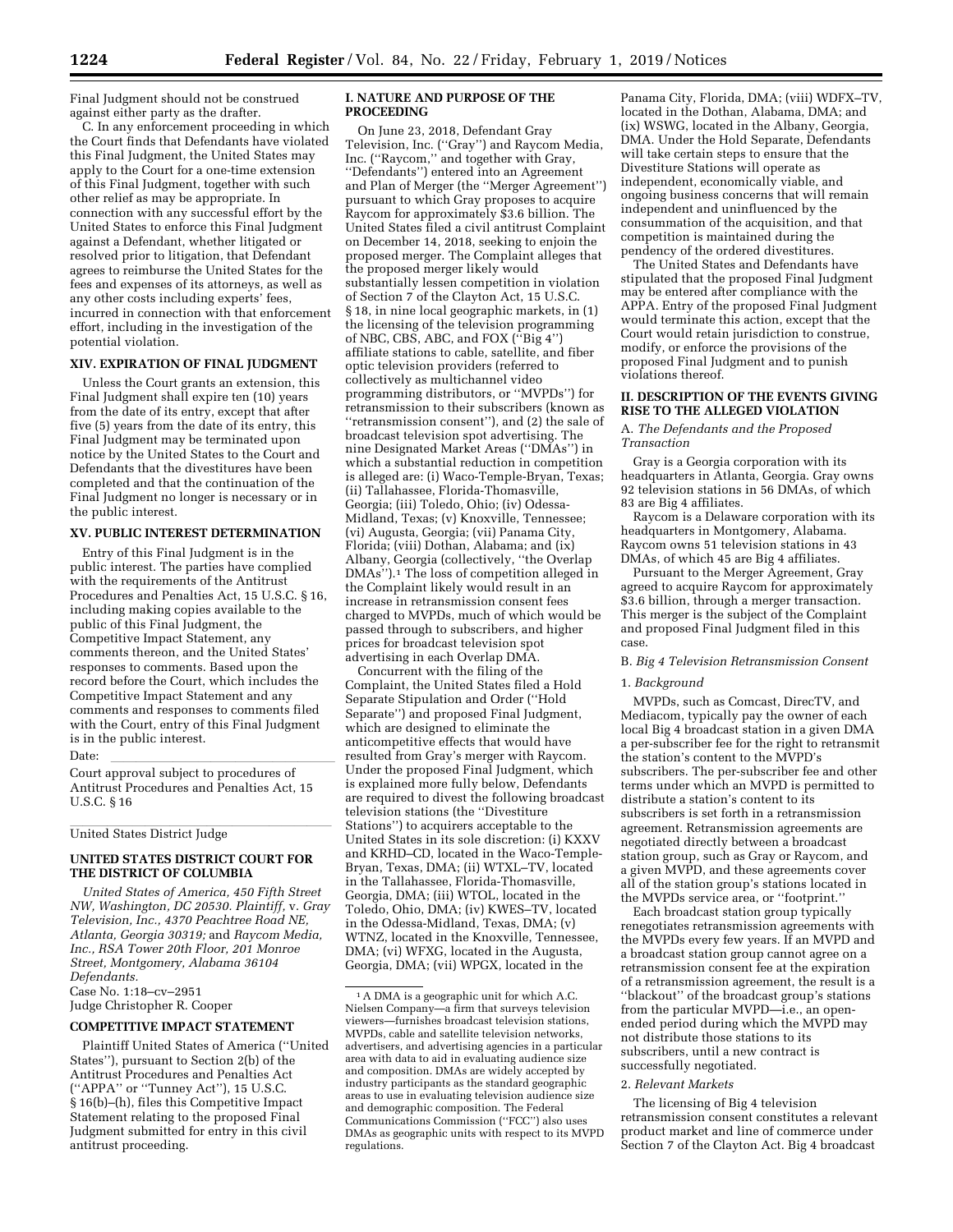Final Judgment should not be construed against either party as the drafter.

C. In any enforcement proceeding in which the Court finds that Defendants have violated this Final Judgment, the United States may apply to the Court for a one-time extension of this Final Judgment, together with such other relief as may be appropriate. In connection with any successful effort by the United States to enforce this Final Judgment against a Defendant, whether litigated or resolved prior to litigation, that Defendant agrees to reimburse the United States for the fees and expenses of its attorneys, as well as any other costs including experts' fees, incurred in connection with that enforcement effort, including in the investigation of the potential violation.

## XIV. EXPIRATION OF FINAL JUDGMENT

Unless the Court grants an extension, this Final Judgment shall expire ten (10) years from the date of its entry, except that after five (5) years from the date of its entry, this Final Judgment may be terminated upon notice by the United States to the Court and Defendants that the divestitures have been completed and that the continuation of the Final Judgment no longer is necessary or in the public interest.

## XV. PUBLIC INTEREST DETERMINATION

Entry of this Final Judgment is in the public interest. The parties have complied with the requirements of the Antitrust Procedures and Penalties Act, 15 U.S.C. § 16, including making copies available to the public of this Final Judgment, the Competitive Impact Statement, any comments thereon, and the United States' responses to comments. Based upon the record before the Court, which includes the Competitive Impact Statement and any comments and responses to comments filed with the Court, entry of this Final Judgment is in the public interest.

Date: ____________

Court approval subject to procedures of Antitrust Procedures and Penalties Act, 15 U.S.C. § 16

____________

United States District Judge

## UNITED STATES DISTRICT COURT FOR THE DISTRICT OF COLUMBIA

*United States of America, 450 Fifth Street NW, Washington, DC 20530. Plaintiff,* v. *Gray Television, Inc., 4370 Peachtree Road NE, Atlanta, Georgia 30319;* and *Raycom Media, Inc., RSA Tower 20th Floor, 201 Monroe Street, Montgomery, Alabama 36104 Defendants.*

Case No. 1:18–cv–2951

Judge Christopher R. Cooper

## COMPETITIVE IMPACT STATEMENT

Plaintiff United States of America (''United States''), pursuant to Section 2(b) of the Antitrust Procedures and Penalties Act (''APPA'' or ''Tunney Act''), 15 U.S.C. § 16(b)–(h), files this Competitive Impact Statement relating to the proposed Final Judgment submitted for entry in this civil antitrust proceeding.

## I. NATURE AND PURPOSE OF THE PROCEEDING

On June 23, 2018, Defendant Gray Television, Inc. (''Gray'') and Raycom Media, Inc. (''Raycom,'' and together with Gray, ''Defendants'') entered into an Agreement and Plan of Merger (the ''Merger Agreement'') pursuant to which Gray proposes to acquire Raycom for approximately $3.6 billion. The United States filed a civil antitrust Complaint on December 14, 2018, seeking to enjoin the proposed merger. The Complaint alleges that the proposed merger likely would substantially lessen competition in violation of Section 7 of the Clayton Act, 15 U.S.C. § 18, in nine local geographic markets, in (1) the licensing of the television programming of NBC, CBS, ABC, and FOX (''Big 4'') affiliate stations to cable, satellite, and fiber optic television providers (referred to collectively as multichannel video programming distributors, or ''MVPDs'') for retransmission to their subscribers (known as ''retransmission consent''), and (2) the sale of broadcast television spot advertising. The nine Designated Market Areas (''DMAs'') in which a substantial reduction in competition is alleged are: (i) Waco-Temple-Bryan, Texas; (ii) Tallahassee, Florida-Thomasville, Georgia; (iii) Toledo, Ohio; (iv) Odessa-Midland, Texas; (v) Knoxville, Tennessee; (vi) Augusta, Georgia; (vii) Panama City, Florida; (viii) Dothan, Alabama; and (ix) Albany, Georgia (collectively, ''the Overlap DMAs'').[1] The loss of competition alleged in the Complaint likely would result in an increase in retransmission consent fees charged to MVPDs, much of which would be passed through to subscribers, and higher prices for broadcast television spot advertising in each Overlap DMA.

Concurrent with the filing of the Complaint, the United States filed a Hold Separate Stipulation and Order (''Hold Separate'') and proposed Final Judgment, which are designed to eliminate the anticompetitive effects that would have resulted from Gray's merger with Raycom. Under the proposed Final Judgment, which is explained more fully below, Defendants are required to divest the following broadcast television stations (the ''Divestiture Stations'') to acquirers acceptable to the United States in its sole discretion: (i) KXXV and KRHD–CD, located in the Waco-Temple-Bryan, Texas, DMA; (ii) WTXL–TV, located in the Tallahassee, Florida-Thomasville, Georgia, DMA; (iii) WTOL, located in the Toledo, Ohio, DMA; (iv) KWES–TV, located in the Odessa-Midland, Texas, DMA; (v) WTNZ, located in the Knoxville, Tennessee, DMA; (vi) WFXG, located in the Augusta, Georgia, DMA; (vii) WPGX, located in the Panama City, Florida, DMA; (viii) WDFX–TV, located in the Dothan, Alabama, DMA; and (ix) WSWG, located in the Albany, Georgia, DMA. Under the Hold Separate, Defendants will take certain steps to ensure that the Divestiture Stations will operate as independent, economically viable, and ongoing business concerns that will remain independent and uninfluenced by the consummation of the acquisition, and that competition is maintained during the pendency of the ordered divestitures.

[1] A DMA is a geographic unit for which A.C. Nielsen Company—a firm that surveys television viewers—furnishes broadcast television stations, MVPDs, cable and satellite television networks, advertisers, and advertising agencies in a particular area with data to aid in evaluating audience size and composition. DMAs are widely accepted by industry participants as the standard geographic areas to use in evaluating television audience size and demographic composition. The Federal Communications Commission (''FCC'') also uses DMAs as geographic units with respect to its MVPD regulations.

The United States and Defendants have stipulated that the proposed Final Judgment may be entered after compliance with the APPA. Entry of the proposed Final Judgment would terminate this action, except that the Court would retain jurisdiction to construe, modify, or enforce the provisions of the proposed Final Judgment and to punish violations thereof.

## II. DESCRIPTION OF THE EVENTS GIVING RISE TO THE ALLEGED VIOLATION

### A. *The Defendants and the Proposed Transaction*

Gray is a Georgia corporation with its headquarters in Atlanta, Georgia. Gray owns 92 television stations in 56 DMAs, of which 83 are Big 4 affiliates.

Raycom is a Delaware corporation with its headquarters in Montgomery, Alabama. Raycom owns 51 television stations in 43 DMAs, of which 45 are Big 4 affiliates.

Pursuant to the Merger Agreement, Gray agreed to acquire Raycom for approximately $3.6 billion, through a merger transaction. This merger is the subject of the Complaint and proposed Final Judgment filed in this case.

### B. *Big 4 Television Retransmission Consent*

#### 1. *Background*

MVPDs, such as Comcast, DirecTV, and Mediacom, typically pay the owner of each local Big 4 broadcast station in a given DMA a per-subscriber fee for the right to retransmit the station's content to the MVPD's subscribers. The per-subscriber fee and other terms under which an MVPD is permitted to distribute a station's content to its subscribers is set forth in a retransmission agreement. Retransmission agreements are negotiated directly between a broadcast station group, such as Gray or Raycom, and a given MVPD, and these agreements cover all of the station group's stations located in the MVPDs service area, or ''footprint.''

Each broadcast station group typically renegotiates retransmission agreements with the MVPDs every few years. If an MVPD and a broadcast station group cannot agree on a retransmission consent fee at the expiration of a retransmission agreement, the result is a ''blackout'' of the broadcast group's stations from the particular MVPD—i.e., an open-ended period during which the MVPD may not distribute those stations to its subscribers, until a new contract is successfully negotiated.

#### 2. *Relevant Markets*

The licensing of Big 4 television retransmission consent constitutes a relevant product market and line of commerce under Section 7 of the Clayton Act. Big 4 broadcast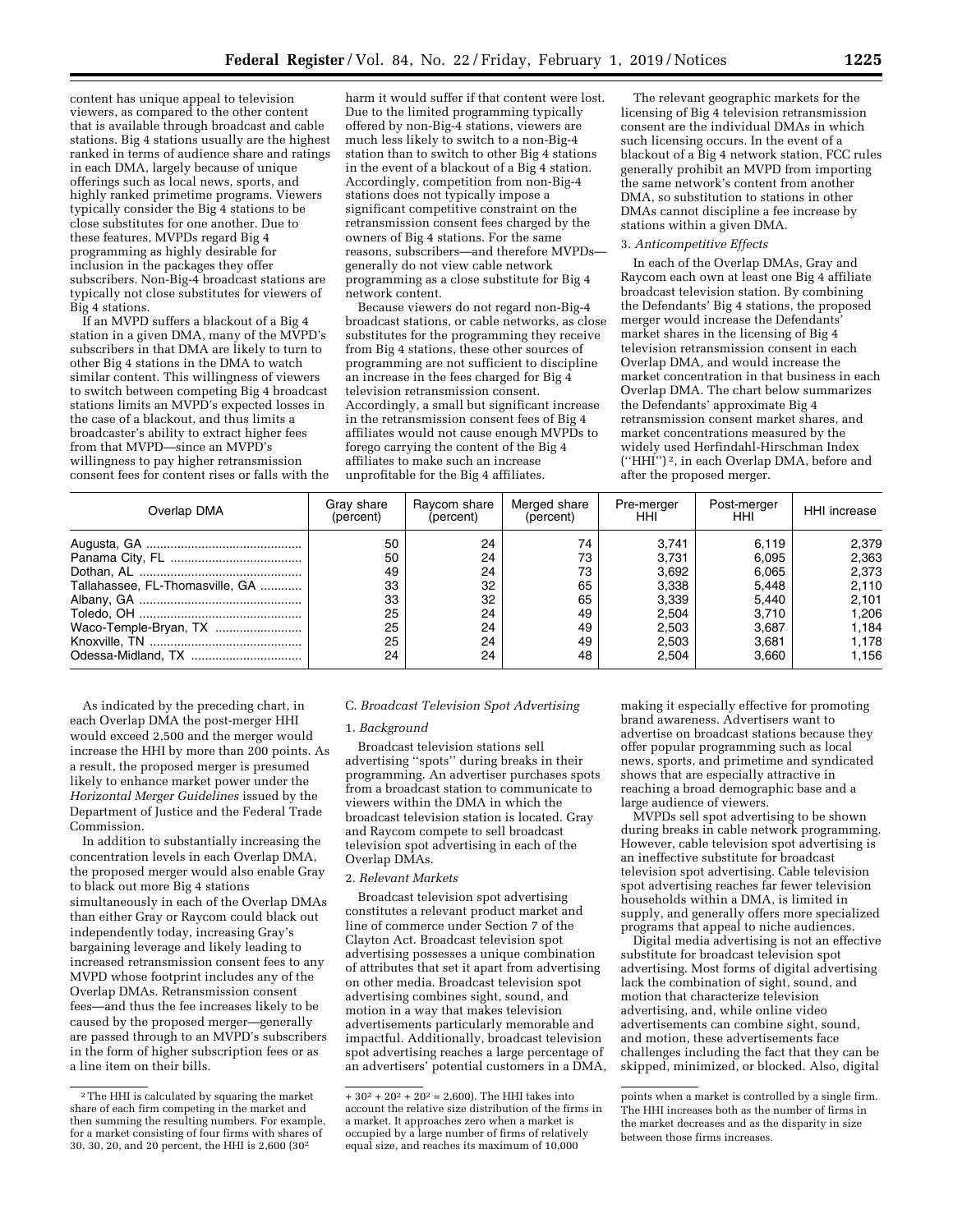content has unique appeal to television viewers, as compared to the other content that is available through broadcast and cable stations. Big 4 stations usually are the highest ranked in terms of audience share and ratings in each DMA, largely because of unique offerings such as local news, sports, and highly ranked primetime programs. Viewers typically consider the Big 4 stations to be close substitutes for one another. Due to these features, MVPDs regard Big 4 programming as highly desirable for inclusion in the packages they offer subscribers. Non-Big-4 broadcast stations are typically not close substitutes for viewers of Big 4 stations.

If an MVPD suffers a blackout of a Big 4 station in a given DMA, many of the MVPD's subscribers in that DMA are likely to turn to other Big 4 stations in the DMA to watch similar content. This willingness of viewers to switch between competing Big 4 broadcast stations limits an MVPD's expected losses in the case of a blackout, and thus limits a broadcaster's ability to extract higher fees from that MVPD—since an MVPD's willingness to pay higher retransmission consent fees for content rises or falls with the harm it would suffer if that content were lost. Due to the limited programming typically offered by non-Big-4 stations, viewers are much less likely to switch to a non-Big-4 station than to switch to other Big 4 stations in the event of a blackout of a Big 4 station. Accordingly, competition from non-Big-4 stations does not typically impose a significant competitive constraint on the retransmission consent fees charged by the owners of Big 4 stations. For the same reasons, subscribers—and therefore MVPDs—generally do not view cable network programming as a close substitute for Big 4 network content.

Because viewers do not regard non-Big-4 broadcast stations, or cable networks, as close substitutes for the programming they receive from Big 4 stations, these other sources of programming are not sufficient to discipline an increase in the fees charged for Big 4 television retransmission consent. Accordingly, a small but significant increase in the retransmission consent fees of Big 4 affiliates would not cause enough MVPDs to forego carrying the content of the Big 4 affiliates to make such an increase unprofitable for the Big 4 affiliates.

The relevant geographic markets for the licensing of Big 4 television retransmission consent are the individual DMAs in which such licensing occurs. In the event of a blackout of a Big 4 network station, FCC rules generally prohibit an MVPD from importing the same network's content from another DMA, so substitution to stations in other DMAs cannot discipline a fee increase by stations within a given DMA.

3. *Anticompetitive Effects*

In each of the Overlap DMAs, Gray and Raycom each own at least one Big 4 affiliate broadcast television station. By combining the Defendants' Big 4 stations, the proposed merger would increase the Defendants' market shares in the licensing of Big 4 television retransmission consent in each Overlap DMA, and would increase the market concentration in that business in each Overlap DMA. The chart below summarizes the Defendants' approximate Big 4 retransmission consent market shares, and market concentrations measured by the widely used Herfindahl-Hirschman Index ("HHI")[2], in each Overlap DMA, before and after the proposed merger.

| Overlap DMA | Gray share (percent) | Raycom share (percent) | Merged share (percent) | Pre-merger HHI | Post-merger HHI | HHI increase |
|---|---|---|---|---|---|---|
| Augusta, GA | 50 | 24 | 74 | 3,741 | 6,119 | 2,379 |
| Panama City, FL | 50 | 24 | 73 | 3,731 | 6,095 | 2,363 |
| Dothan, AL | 49 | 24 | 73 | 3,692 | 6,065 | 2,373 |
| Tallahassee, FL-Thomasville, GA | 33 | 32 | 65 | 3,338 | 5,448 | 2,110 |
| Albany, GA | 33 | 32 | 65 | 3,339 | 5,440 | 2,101 |
| Toledo, OH | 25 | 24 | 49 | 2,504 | 3,710 | 1,206 |
| Waco-Temple-Bryan, TX | 25 | 24 | 49 | 2,503 | 3,687 | 1,184 |
| Knoxville, TN | 25 | 24 | 49 | 2,503 | 3,681 | 1,178 |
| Odessa-Midland, TX | 24 | 24 | 48 | 2,504 | 3,660 | 1,156 |

As indicated by the preceding chart, in each Overlap DMA the post-merger HHI would exceed 2,500 and the merger would increase the HHI by more than 200 points. As a result, the proposed merger is presumed likely to enhance market power under the *Horizontal Merger Guidelines* issued by the Department of Justice and the Federal Trade Commission.

In addition to substantially increasing the concentration levels in each Overlap DMA, the proposed merger would also enable Gray to black out more Big 4 stations simultaneously in each of the Overlap DMAs than either Gray or Raycom could black out independently today, increasing Gray's bargaining leverage and likely leading to increased retransmission consent fees to any MVPD whose footprint includes any of the Overlap DMAs. Retransmission consent fees—and thus the fee increases likely to be caused by the proposed merger—generally are passed through to an MVPD's subscribers in the form of higher subscription fees or as a line item on their bills.

C. *Broadcast Television Spot Advertising*

1. *Background*

Broadcast television stations sell advertising "spots" during breaks in their programming. An advertiser purchases spots from a broadcast station to communicate to viewers within the DMA in which the broadcast television station is located. Gray and Raycom compete to sell broadcast television spot advertising in each of the Overlap DMAs.

2. *Relevant Markets*

Broadcast television spot advertising constitutes a relevant product market and line of commerce under Section 7 of the Clayton Act. Broadcast television spot advertising possesses a unique combination of attributes that set it apart from advertising on other media. Broadcast television spot advertising combines sight, sound, and motion in a way that makes television advertisements particularly memorable and impactful. Additionally, broadcast television spot advertising reaches a large percentage of an advertisers' potential customers in a DMA, making it especially effective for promoting brand awareness. Advertisers want to advertise on broadcast stations because they offer popular programming such as local news, sports, and primetime and syndicated shows that are especially attractive in reaching a broad demographic base and a large audience of viewers.

MVPDs sell spot advertising to be shown during breaks in cable network programming. However, cable television spot advertising is an ineffective substitute for broadcast television spot advertising. Cable television spot advertising reaches far fewer television households within a DMA, is limited in supply, and generally offers more specialized programs that appeal to niche audiences.

Digital media advertising is not an effective substitute for broadcast television spot advertising. Most forms of digital advertising lack the combination of sight, sound, and motion that characterize television advertising, and, while online video advertisements can combine sight, sound, and motion, these advertisements face challenges including the fact that they can be skipped, minimized, or blocked. Also, digital

---

[2] The HHI is calculated by squaring the market share of each firm competing in the market and then summing the resulting numbers. For example, for a market consisting of four firms with shares of 30, 30, 20, and 20 percent, the HHI is 2,600 ($30^2 + 30^2 + 20^2 + 20^2 = 2,600$). The HHI takes into account the relative size distribution of the firms in a market. It approaches zero when a market is occupied by a large number of firms of relatively equal size, and reaches its maximum of 10,000 points when a market is controlled by a single firm. The HHI increases both as the number of firms in the market decreases and as the disparity in size between those firms increases.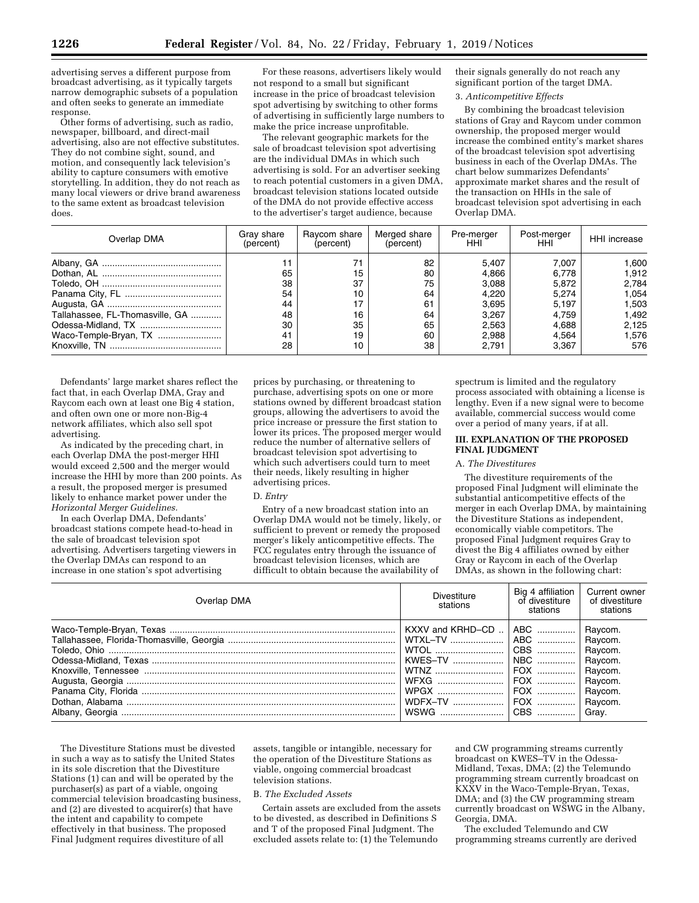advertising serves a different purpose from broadcast advertising, as it typically targets narrow demographic subsets of a population and often seeks to generate an immediate response.

Other forms of advertising, such as radio, newspaper, billboard, and direct-mail advertising, also are not effective substitutes. They do not combine sight, sound, and motion, and consequently lack television's ability to capture consumers with emotive storytelling. In addition, they do not reach as many local viewers or drive brand awareness to the same extent as broadcast television does.

For these reasons, advertisers likely would not respond to a small but significant increase in the price of broadcast television spot advertising by switching to other forms of advertising in sufficiently large numbers to make the price increase unprofitable.

The relevant geographic markets for the sale of broadcast television spot advertising are the individual DMAs in which such advertising is sold. For an advertiser seeking to reach potential customers in a given DMA, broadcast television stations located outside of the DMA do not provide effective access to the advertiser's target audience, because their signals generally do not reach any significant portion of the target DMA.

3. *Anticompetitive Effects*

By combining the broadcast television stations of Gray and Raycom under common ownership, the proposed merger would increase the combined entity's market shares of the broadcast television spot advertising business in each of the Overlap DMAs. The chart below summarizes Defendants' approximate market shares and the result of the transaction on HHIs in the sale of broadcast television spot advertising in each Overlap DMA.

| Overlap DMA | Gray share (percent) | Raycom share (percent) | Merged share (percent) | Pre-merger HHI | Post-merger HHI | HHI increase |
|---|---|---|---|---|---|---|
| Albany, GA | 11 | 71 | 82 | 5,407 | 7,007 | 1,600 |
| Dothan, AL | 65 | 15 | 80 | 4,866 | 6,778 | 1,912 |
| Toledo, OH | 38 | 37 | 75 | 3,088 | 5,872 | 2,784 |
| Panama City, FL | 54 | 10 | 64 | 4,220 | 5,274 | 1,054 |
| Augusta, GA | 44 | 17 | 61 | 3,695 | 5,197 | 1,503 |
| Tallahassee, FL-Thomasville, GA | 48 | 16 | 64 | 3,267 | 4,759 | 1,492 |
| Odessa-Midland, TX | 30 | 35 | 65 | 2,563 | 4,688 | 2,125 |
| Waco-Temple-Bryan, TX | 41 | 19 | 60 | 2,988 | 4,564 | 1,576 |
| Knoxville, TN | 28 | 10 | 38 | 2,791 | 3,367 | 576 |

Defendants' large market shares reflect the fact that, in each Overlap DMA, Gray and Raycom each own at least one Big 4 station, and often own one or more non-Big-4 network affiliates, which also sell spot advertising.

As indicated by the preceding chart, in each Overlap DMA the post-merger HHI would exceed 2,500 and the merger would increase the HHI by more than 200 points. As a result, the proposed merger is presumed likely to enhance market power under the *Horizontal Merger Guidelines.*

In each Overlap DMA, Defendants' broadcast stations compete head-to-head in the sale of broadcast television spot advertising. Advertisers targeting viewers in the Overlap DMAs can respond to an increase in one station's spot advertising prices by purchasing, or threatening to purchase, advertising spots on one or more stations owned by different broadcast station groups, allowing the advertisers to avoid the price increase or pressure the first station to lower its prices. The proposed merger would reduce the number of alternative sellers of broadcast television spot advertising to which such advertisers could turn to meet their needs, likely resulting in higher advertising prices.

D. *Entry*

Entry of a new broadcast station into an Overlap DMA would not be timely, likely, or sufficient to prevent or remedy the proposed merger's likely anticompetitive effects. The FCC regulates entry through the issuance of broadcast television licenses, which are difficult to obtain because the availability of spectrum is limited and the regulatory process associated with obtaining a license is lengthy. Even if a new signal were to become available, commercial success would come over a period of many years, if at all.

## III. EXPLANATION OF THE PROPOSED FINAL JUDGMENT

A. *The Divestitures*

The divestiture requirements of the proposed Final Judgment will eliminate the substantial anticompetitive effects of the merger in each Overlap DMA, by maintaining the Divestiture Stations as independent, economically viable competitors. The proposed Final Judgment requires Gray to divest the Big 4 affiliates owned by either Gray or Raycom in each of the Overlap DMAs, as shown in the following chart:

| Overlap DMA | Divestiture stations | Big 4 affiliation of divestiture stations | Current owner of divestiture stations |
|---|---|---|---|
| Waco-Temple-Bryan, Texas | KXXV and KRHD–CD | ABC | Raycom. |
| Tallahassee, Florida-Thomasville, Georgia | WTXL–TV | ABC | Raycom. |
| Toledo, Ohio | WTOL | CBS | Raycom. |
| Odessa-Midland, Texas | KWES–TV | NBC | Raycom. |
| Knoxville, Tennessee | WTNZ | FOX | Raycom. |
| Augusta, Georgia | WFXG | FOX | Raycom. |
| Panama City, Florida | WPGX | FOX | Raycom. |
| Dothan, Alabama | WDFX–TV | FOX | Raycom. |
| Albany, Georgia | WSWG | CBS | Gray. |

The Divestiture Stations must be divested in such a way as to satisfy the United States in its sole discretion that the Divestiture Stations (1) can and will be operated by the purchaser(s) as part of a viable, ongoing commercial television broadcasting business, and (2) are divested to acquirer(s) that have the intent and capability to compete effectively in that business. The proposed Final Judgment requires divestiture of all assets, tangible or intangible, necessary for the operation of the Divestiture Stations as viable, ongoing commercial broadcast television stations.

B. *The Excluded Assets*

Certain assets are excluded from the assets to be divested, as described in Definitions S and T of the proposed Final Judgment. The excluded assets relate to: (1) the Telemundo and CW programming streams currently broadcast on KWES–TV in the Odessa-Midland, Texas, DMA; (2) the Telemundo programming stream currently broadcast on KXXV in the Waco-Temple-Bryan, Texas, DMA; and (3) the CW programming stream currently broadcast on WSWG in the Albany, Georgia, DMA.

The excluded Telemundo and CW programming streams currently are derived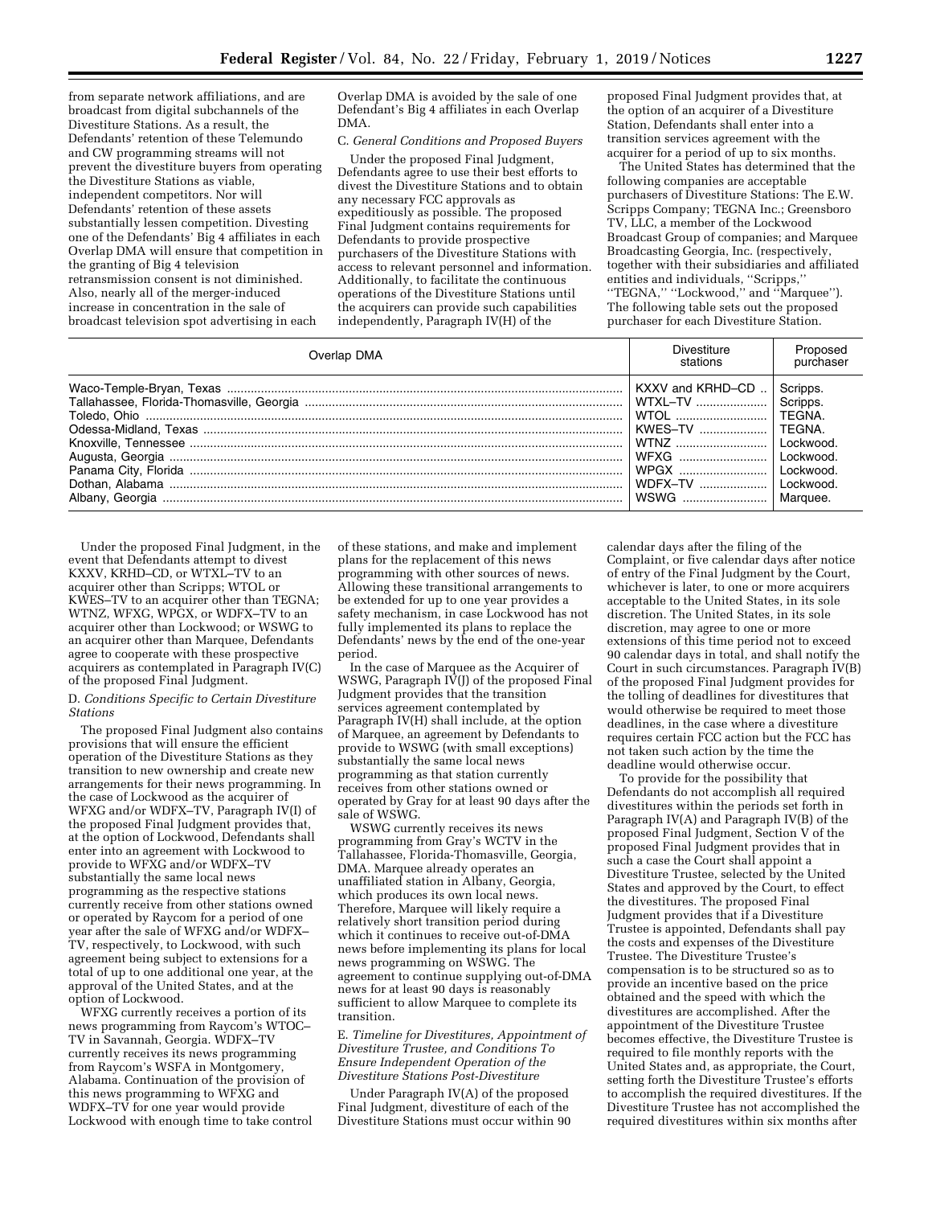from separate network affiliations, and are broadcast from digital subchannels of the Divestiture Stations. As a result, the Defendants' retention of these Telemundo and CW programming streams will not prevent the divestiture buyers from operating the Divestiture Stations as viable, independent competitors. Nor will Defendants' retention of these assets substantially lessen competition. Divesting one of the Defendants' Big 4 affiliates in each Overlap DMA will ensure that competition in the granting of Big 4 television retransmission consent is not diminished. Also, nearly all of the merger-induced increase in concentration in the sale of broadcast television spot advertising in each Overlap DMA is avoided by the sale of one Defendant's Big 4 affiliates in each Overlap DMA.

### C. *General Conditions and Proposed Buyers*

Under the proposed Final Judgment, Defendants agree to use their best efforts to divest the Divestiture Stations and to obtain any necessary FCC approvals as expeditiously as possible. The proposed Final Judgment contains requirements for Defendants to provide prospective purchasers of the Divestiture Stations with access to relevant personnel and information. Additionally, to facilitate the continuous operations of the Divestiture Stations until the acquirers can provide such capabilities independently, Paragraph IV(H) of the proposed Final Judgment provides that, at the option of an acquirer of a Divestiture Station, Defendants shall enter into a transition services agreement with the acquirer for a period of up to six months.

The United States has determined that the following companies are acceptable purchasers of Divestiture Stations: The E.W. Scripps Company; TEGNA Inc.; Greensboro TV, LLC, a member of the Lockwood Broadcast Group of companies; and Marquee Broadcasting Georgia, Inc. (respectively, together with their subsidiaries and affiliated entities and individuals, ''Scripps,'' ''TEGNA,'' ''Lockwood,'' and ''Marquee''). The following table sets out the proposed purchaser for each Divestiture Station.

| Overlap DMA | Divestiture stations | Proposed purchaser |
|---|---|---|
| Waco-Temple-Bryan, Texas | KXXV and KRHD–CD | Scripps. |
| Tallahassee, Florida-Thomasville, Georgia | WTXL–TV | Scripps. |
| Toledo, Ohio | WTOL | TEGNA. |
| Odessa-Midland, Texas | KWES–TV | TEGNA. |
| Knoxville, Tennessee | WTNZ | Lockwood. |
| Augusta, Georgia | WFXG | Lockwood. |
| Panama City, Florida | WPGX | Lockwood. |
| Dothan, Alabama | WDFX–TV | Lockwood. |
| Albany, Georgia | WSWG | Marquee. |

Under the proposed Final Judgment, in the event that Defendants attempt to divest KXXV, KRHD–CD, or WTXL–TV to an acquirer other than Scripps; WTOL or KWES–TV to an acquirer other than TEGNA; WTNZ, WFXG, WPGX, or WDFX–TV to an acquirer other than Lockwood; or WSWG to an acquirer other than Marquee, Defendants agree to cooperate with these prospective acquirers as contemplated in Paragraph IV(C) of the proposed Final Judgment.

### D. *Conditions Specific to Certain Divestiture Stations*

The proposed Final Judgment also contains provisions that will ensure the efficient operation of the Divestiture Stations as they transition to new ownership and create new arrangements for their news programming. In the case of Lockwood as the acquirer of WFXG and/or WDFX–TV, Paragraph IV(I) of the proposed Final Judgment provides that, at the option of Lockwood, Defendants shall enter into an agreement with Lockwood to provide to WFXG and/or WDFX–TV substantially the same local news programming as the respective stations currently receive from other stations owned or operated by Raycom for a period of one year after the sale of WFXG and/or WDFX–TV, respectively, to Lockwood, with such agreement being subject to extensions for a total of up to one additional one year, at the approval of the United States, and at the option of Lockwood.

WFXG currently receives a portion of its news programming from Raycom's WTOC–TV in Savannah, Georgia. WDFX–TV currently receives its news programming from Raycom's WSFA in Montgomery, Alabama. Continuation of the provision of this news programming to WFXG and WDFX–TV for one year would provide Lockwood with enough time to take control of these stations, and make and implement plans for the replacement of this news programming with other sources of news. Allowing these transitional arrangements to be extended for up to one year provides a safety mechanism, in case Lockwood has not fully implemented its plans to replace the Defendants' news by the end of the one-year period.

In the case of Marquee as the Acquirer of WSWG, Paragraph IV(J) of the proposed Final Judgment provides that the transition services agreement contemplated by Paragraph IV(H) shall include, at the option of Marquee, an agreement by Defendants to provide to WSWG (with small exceptions) substantially the same local news programming as that station currently receives from other stations owned or operated by Gray for at least 90 days after the sale of WSWG.

WSWG currently receives its news programming from Gray's WCTV in the Tallahassee, Florida-Thomasville, Georgia, DMA. Marquee already operates an unaffiliated station in Albany, Georgia, which produces its own local news. Therefore, Marquee will likely require a relatively short transition period during which it continues to receive out-of-DMA news before implementing its plans for local news programming on WSWG. The agreement to continue supplying out-of-DMA news for at least 90 days is reasonably sufficient to allow Marquee to complete its transition.

### E. *Timeline for Divestitures, Appointment of Divestiture Trustee, and Conditions To Ensure Independent Operation of the Divestiture Stations Post-Divestiture*

Under Paragraph IV(A) of the proposed Final Judgment, divestiture of each of the Divestiture Stations must occur within 90 calendar days after the filing of the Complaint, or five calendar days after notice of entry of the Final Judgment by the Court, whichever is later, to one or more acquirers acceptable to the United States, in its sole discretion. The United States, in its sole discretion, may agree to one or more extensions of this time period not to exceed 90 calendar days in total, and shall notify the Court in such circumstances. Paragraph IV(B) of the proposed Final Judgment provides for the tolling of deadlines for divestitures that would otherwise be required to meet those deadlines, in the case where a divestiture requires certain FCC action but the FCC has not taken such action by the time the deadline would otherwise occur.

To provide for the possibility that Defendants do not accomplish all required divestitures within the periods set forth in Paragraph IV(A) and Paragraph IV(B) of the proposed Final Judgment, Section V of the proposed Final Judgment provides that in such a case the Court shall appoint a Divestiture Trustee, selected by the United States and approved by the Court, to effect the divestitures. The proposed Final Judgment provides that if a Divestiture Trustee is appointed, Defendants shall pay the costs and expenses of the Divestiture Trustee. The Divestiture Trustee's compensation is to be structured so as to provide an incentive based on the price obtained and the speed with which the divestitures are accomplished. After the appointment of the Divestiture Trustee becomes effective, the Divestiture Trustee is required to file monthly reports with the United States and, as appropriate, the Court, setting forth the Divestiture Trustee's efforts to accomplish the required divestitures. If the Divestiture Trustee has not accomplished the required divestitures within six months after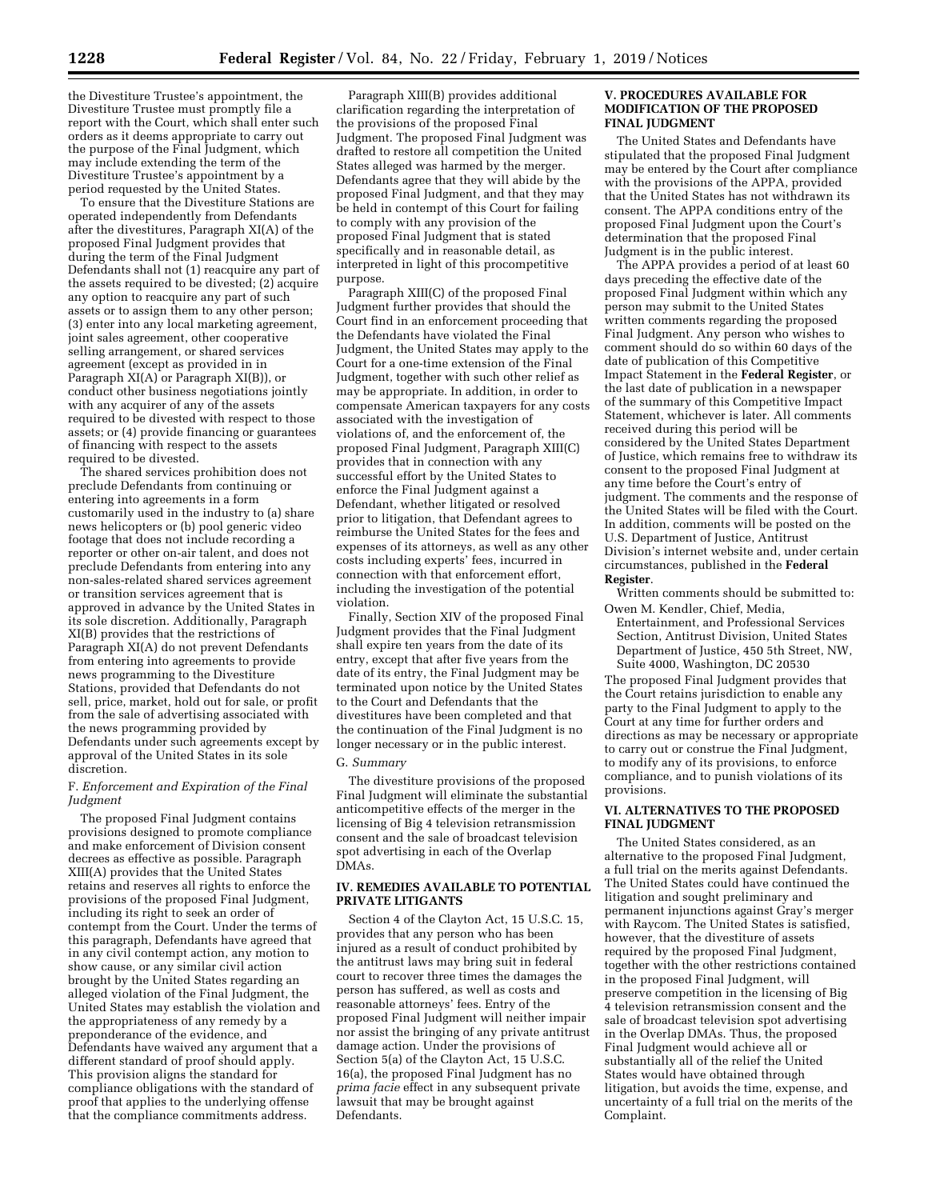the Divestiture Trustee's appointment, the Divestiture Trustee must promptly file a report with the Court, which shall enter such orders as it deems appropriate to carry out the purpose of the Final Judgment, which may include extending the term of the Divestiture Trustee's appointment by a period requested by the United States.

To ensure that the Divestiture Stations are operated independently from Defendants after the divestitures, Paragraph XI(A) of the proposed Final Judgment provides that during the term of the Final Judgment Defendants shall not (1) reacquire any part of the assets required to be divested; (2) acquire any option to reacquire any part of such assets or to assign them to any other person; (3) enter into any local marketing agreement, joint sales agreement, other cooperative selling arrangement, or shared services agreement (except as provided in in Paragraph XI(A) or Paragraph XI(B)), or conduct other business negotiations jointly with any acquirer of any of the assets required to be divested with respect to those assets; or (4) provide financing or guarantees of financing with respect to the assets required to be divested.

The shared services prohibition does not preclude Defendants from continuing or entering into agreements in a form customarily used in the industry to (a) share news helicopters or (b) pool generic video footage that does not include recording a reporter or other on-air talent, and does not preclude Defendants from entering into any non-sales-related shared services agreement or transition services agreement that is approved in advance by the United States in its sole discretion. Additionally, Paragraph XI(B) provides that the restrictions of Paragraph XI(A) do not prevent Defendants from entering into agreements to provide news programming to the Divestiture Stations, provided that Defendants do not sell, price, market, hold out for sale, or profit from the sale of advertising associated with the news programming provided by Defendants under such agreements except by approval of the United States in its sole discretion.

### F. *Enforcement and Expiration of the Final Judgment*

The proposed Final Judgment contains provisions designed to promote compliance and make enforcement of Division consent decrees as effective as possible. Paragraph XIII(A) provides that the United States retains and reserves all rights to enforce the provisions of the proposed Final Judgment, including its right to seek an order of contempt from the Court. Under the terms of this paragraph, Defendants have agreed that in any civil contempt action, any motion to show cause, or any similar civil action brought by the United States regarding an alleged violation of the Final Judgment, the United States may establish the violation and the appropriateness of any remedy by a preponderance of the evidence, and Defendants have waived any argument that a different standard of proof should apply. This provision aligns the standard for compliance obligations with the standard of proof that applies to the underlying offense that the compliance commitments address.

Paragraph XIII(B) provides additional clarification regarding the interpretation of the provisions of the proposed Final Judgment. The proposed Final Judgment was drafted to restore all competition the United States alleged was harmed by the merger. Defendants agree that they will abide by the proposed Final Judgment, and that they may be held in contempt of this Court for failing to comply with any provision of the proposed Final Judgment that is stated specifically and in reasonable detail, as interpreted in light of this procompetitive purpose.

Paragraph XIII(C) of the proposed Final Judgment further provides that should the Court find in an enforcement proceeding that the Defendants have violated the Final Judgment, the United States may apply to the Court for a one-time extension of the Final Judgment, together with such other relief as may be appropriate. In addition, in order to compensate American taxpayers for any costs associated with the investigation of violations of, and the enforcement of, the proposed Final Judgment, Paragraph XIII(C) provides that in connection with any successful effort by the United States to enforce the Final Judgment against a Defendant, whether litigated or resolved prior to litigation, that Defendant agrees to reimburse the United States for the fees and expenses of its attorneys, as well as any other costs including experts' fees, incurred in connection with that enforcement effort, including the investigation of the potential violation.

Finally, Section XIV of the proposed Final Judgment provides that the Final Judgment shall expire ten years from the date of its entry, except that after five years from the date of its entry, the Final Judgment may be terminated upon notice by the United States to the Court and Defendants that the divestitures have been completed and that the continuation of the Final Judgment is no longer necessary or in the public interest.

### G. *Summary*

The divestiture provisions of the proposed Final Judgment will eliminate the substantial anticompetitive effects of the merger in the licensing of Big 4 television retransmission consent and the sale of broadcast television spot advertising in each of the Overlap DMAs.

## IV. REMEDIES AVAILABLE TO POTENTIAL PRIVATE LITIGANTS

Section 4 of the Clayton Act, 15 U.S.C. 15, provides that any person who has been injured as a result of conduct prohibited by the antitrust laws may bring suit in federal court to recover three times the damages the person has suffered, as well as costs and reasonable attorneys' fees. Entry of the proposed Final Judgment will neither impair nor assist the bringing of any private antitrust damage action. Under the provisions of Section 5(a) of the Clayton Act, 15 U.S.C. 16(a), the proposed Final Judgment has no *prima facie* effect in any subsequent private lawsuit that may be brought against Defendants.

## V. PROCEDURES AVAILABLE FOR MODIFICATION OF THE PROPOSED FINAL JUDGMENT

The United States and Defendants have stipulated that the proposed Final Judgment may be entered by the Court after compliance with the provisions of the APPA, provided that the United States has not withdrawn its consent. The APPA conditions entry of the proposed Final Judgment upon the Court's determination that the proposed Final Judgment is in the public interest.

The APPA provides a period of at least 60 days preceding the effective date of the proposed Final Judgment within which any person may submit to the United States written comments regarding the proposed Final Judgment. Any person who wishes to comment should do so within 60 days of the date of publication of this Competitive Impact Statement in the **Federal Register**, or the last date of publication in a newspaper of the summary of this Competitive Impact Statement, whichever is later. All comments received during this period will be considered by the United States Department of Justice, which remains free to withdraw its consent to the proposed Final Judgment at any time before the Court's entry of judgment. The comments and the response of the United States will be filed with the Court. In addition, comments will be posted on the U.S. Department of Justice, Antitrust Division's internet website and, under certain circumstances, published in the **Federal Register**.

Written comments should be submitted to:

Owen M. Kendler, Chief, Media, Entertainment, and Professional Services Section, Antitrust Division, United States Department of Justice, 450 5th Street, NW, Suite 4000, Washington, DC 20530

The proposed Final Judgment provides that the Court retains jurisdiction to enable any party to the Final Judgment to apply to the Court at any time for further orders and directions as may be necessary or appropriate to carry out or construe the Final Judgment, to modify any of its provisions, to enforce compliance, and to punish violations of its provisions.

## VI. ALTERNATIVES TO THE PROPOSED FINAL JUDGMENT

The United States considered, as an alternative to the proposed Final Judgment, a full trial on the merits against Defendants. The United States could have continued the litigation and sought preliminary and permanent injunctions against Gray's merger with Raycom. The United States is satisfied, however, that the divestiture of assets required by the proposed Final Judgment, together with the other restrictions contained in the proposed Final Judgment, will preserve competition in the licensing of Big 4 television retransmission consent and the sale of broadcast television spot advertising in the Overlap DMAs. Thus, the proposed Final Judgment would achieve all or substantially all of the relief the United States would have obtained through litigation, but avoids the time, expense, and uncertainty of a full trial on the merits of the Complaint.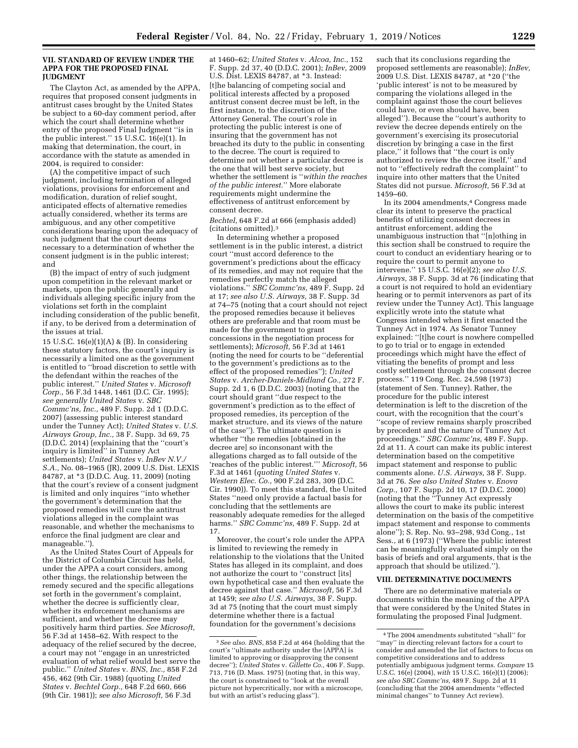## VII. STANDARD OF REVIEW UNDER THE APPA FOR THE PROPOSED FINAL JUDGMENT

The Clayton Act, as amended by the APPA, requires that proposed consent judgments in antitrust cases brought by the United States be subject to a 60-day comment period, after which the court shall determine whether entry of the proposed Final Judgment "is in the public interest." 15 U.S.C. 16(e)(1). In making that determination, the court, in accordance with the statute as amended in 2004, is required to consider:

(A) the competitive impact of such judgment, including termination of alleged violations, provisions for enforcement and modification, duration of relief sought, anticipated effects of alternative remedies actually considered, whether its terms are ambiguous, and any other competitive considerations bearing upon the adequacy of such judgment that the court deems necessary to a determination of whether the consent judgment is in the public interest; and

(B) the impact of entry of such judgment upon competition in the relevant market or markets, upon the public generally and individuals alleging specific injury from the violations set forth in the complaint including consideration of the public benefit, if any, to be derived from a determination of the issues at trial.

15 U.S.C. 16(e)(1)(A) & (B). In considering these statutory factors, the court's inquiry is necessarily a limited one as the government is entitled to "broad discretion to settle with the defendant within the reaches of the public interest." *United States* v. *Microsoft Corp.,* 56 F.3d 1448, 1461 (D.C. Cir. 1995); *see generally United States* v. *SBC Commc'ns, Inc.,* 489 F. Supp. 2d 1 (D.D.C. 2007) (assessing public interest standard under the Tunney Act); *United States* v. *U.S. Airways Group, Inc.,* 38 F. Supp. 3d 69, 75 (D.D.C. 2014) (explaining that the "court's inquiry is limited" in Tunney Act settlements); *United States* v. *InBev N.V./S.A.,* No. 08–1965 (JR), 2009 U.S. Dist. LEXIS 84787, at *3 (D.D.C. Aug. 11, 2009) (noting that the court's review of a consent judgment is limited and only inquires "into whether the government's determination that the proposed remedies will cure the antitrust violations alleged in the complaint was reasonable, and whether the mechanisms to enforce the final judgment are clear and manageable.").

As the United States Court of Appeals for the District of Columbia Circuit has held, under the APPA a court considers, among other things, the relationship between the remedy secured and the specific allegations set forth in the government's complaint, whether the decree is sufficiently clear, whether its enforcement mechanisms are sufficient, and whether the decree may positively harm third parties. *See Microsoft,* 56 F.3d at 1458–62. With respect to the adequacy of the relief secured by the decree, a court may not "engage in an unrestricted evaluation of what relief would best serve the public." *United States* v. *BNS, Inc.,* 858 F.2d 456, 462 (9th Cir. 1988) (quoting *United States* v. *Bechtel Corp.,* 648 F.2d 660, 666 (9th Cir. 1981)); *see also Microsoft,* 56 F.3d at 1460–62; *United States* v. *Alcoa, Inc.,* 152 F. Supp. 2d 37, 40 (D.D.C. 2001); *InBev,* 2009 U.S. Dist. LEXIS 84787, at *3. Instead:

> [t]he balancing of competing social and political interests affected by a proposed antitrust consent decree must be left, in the first instance, to the discretion of the Attorney General. The court's role in protecting the public interest is one of insuring that the government has not breached its duty to the public in consenting to the decree. The court is required to determine not whether a particular decree is the one that will best serve society, but whether the settlement is "*within the reaches of the public interest.*" More elaborate requirements might undermine the effectiveness of antitrust enforcement by consent decree.

*Bechtel,* 648 F.2d at 666 (emphasis added) (citations omitted).[3]

In determining whether a proposed settlement is in the public interest, a district court "must accord deference to the government's predictions about the efficacy of its remedies, and may not require that the remedies perfectly match the alleged violations." *SBC Commc'ns,* 489 F. Supp. 2d at 17; *see also U.S. Airways,* 38 F. Supp. 3d at 74–75 (noting that a court should not reject the proposed remedies because it believes others are preferable and that room must be made for the government to grant concessions in the negotiation process for settlements); *Microsoft,* 56 F.3d at 1461 (noting the need for courts to be "deferential to the government's predictions as to the effect of the proposed remedies"); *United States* v. *Archer-Daniels-Midland Co.,* 272 F. Supp. 2d 1, 6 (D.D.C. 2003) (noting that the court should grant "due respect to the government's prediction as to the effect of proposed remedies, its perception of the market structure, and its views of the nature of the case"). The ultimate question is whether "the remedies [obtained in the decree are] so inconsonant with the allegations charged as to fall outside of the 'reaches of the public interest.'" *Microsoft,* 56 F.3d at 1461 (*quoting United States* v. *Western Elec. Co.,* 900 F.2d 283, 309 (D.C. Cir. 1990)). To meet this standard, the United States "need only provide a factual basis for concluding that the settlements are reasonably adequate remedies for the alleged harms." *SBC Commc'ns,* 489 F. Supp. 2d at 17.

Moreover, the court's role under the APPA is limited to reviewing the remedy in relationship to the violations that the United States has alleged in its complaint, and does not authorize the court to "construct [its] own hypothetical case and then evaluate the decree against that case." *Microsoft,* 56 F.3d at 1459; *see also U.S. Airways,* 38 F. Supp. 3d at 75 (noting that the court must simply determine whether there is a factual foundation for the government's decisions such that its conclusions regarding the proposed settlements are reasonable); *InBev,* 2009 U.S. Dist. LEXIS 84787, at *20 ("the 'public interest' is not to be measured by comparing the violations alleged in the complaint against those the court believes could have, or even should have, been alleged"). Because the "court's authority to review the decree depends entirely on the government's exercising its prosecutorial discretion by bringing a case in the first place," it follows that "the court is only authorized to review the decree itself," and not to "effectively redraft the complaint" to inquire into other matters that the United States did not pursue. *Microsoft,* 56 F.3d at 1459–60.

In its 2004 amendments,[4] Congress made clear its intent to preserve the practical benefits of utilizing consent decrees in antitrust enforcement, adding the unambiguous instruction that "[n]othing in this section shall be construed to require the court to conduct an evidentiary hearing or to require the court to permit anyone to intervene." 15 U.S.C. 16(e)(2); *see also U.S. Airways,* 38 F. Supp. 3d at 76 (indicating that a court is not required to hold an evidentiary hearing or to permit intervenors as part of its review under the Tunney Act). This language explicitly wrote into the statute what Congress intended when it first enacted the Tunney Act in 1974. As Senator Tunney explained: "[t]he court is nowhere compelled to go to trial or to engage in extended proceedings which might have the effect of vitiating the benefits of prompt and less costly settlement through the consent decree process." 119 Cong. Rec. 24,598 (1973) (statement of Sen. Tunney). Rather, the procedure for the public interest determination is left to the discretion of the court, with the recognition that the court's "scope of review remains sharply proscribed by precedent and the nature of Tunney Act proceedings." *SBC Commc'ns,* 489 F. Supp. 2d at 11. A court can make its public interest determination based on the competitive impact statement and response to public comments alone. *U.S. Airways,* 38 F. Supp. 3d at 76. *See also United States* v. *Enova Corp.,* 107 F. Supp. 2d 10, 17 (D.D.C. 2000) (noting that the "Tunney Act expressly allows the court to make its public interest determination on the basis of the competitive impact statement and response to comments alone"); S. Rep. No. 93–298, 93d Cong., 1st Sess., at 6 (1973) ("Where the public interest can be meaningfully evaluated simply on the basis of briefs and oral arguments, that is the approach that should be utilized.").

## VIII. DETERMINATIVE DOCUMENTS

There are no determinative materials or documents within the meaning of the APPA that were considered by the United States in formulating the proposed Final Judgment.

---

[3] *See also. BNS,* 858 F.2d at 464 (holding that the court's "ultimate authority under the [APPA] is limited to approving or disapproving the consent decree"); *United States* v. *Gillette Co.,* 406 F. Supp. 713, 716 (D. Mass. 1975) (noting that, in this way, the court is constrained to "look at the overall picture not hypercritically, nor with a microscope, but with an artist's reducing glass").

[4] The 2004 amendments substituted "shall" for "may" in directing relevant factors for a court to consider and amended the list of factors to focus on competitive considerations and to address potentially ambiguous judgment terms. *Compare* 15 U.S.C. 16(e) (2004), *with* 15 U.S.C. 16(e)(1) (2006); *see also SBC Commc'ns,* 489 F. Supp. 2d at 11 (concluding that the 2004 amendments "effected minimal changes" to Tunney Act review).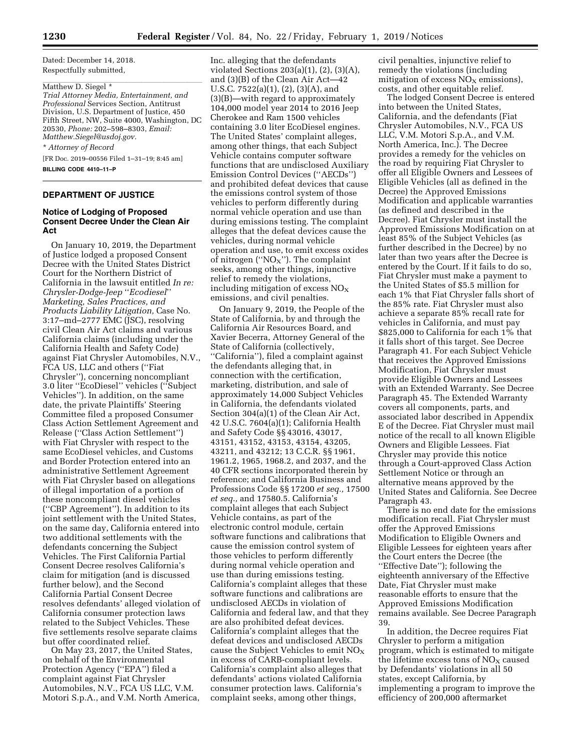Dated: December 14, 2018.

Respectfully submitted,

Matthew D. Siegel *

*Trial Attorney Media, Entertainment, and Professional* Services Section, Antitrust Division, U.S. Department of Justice, 450 Fifth Street, NW, Suite 4000, Washington, DC 20530, *Phone:* 202–598–8303, *Email: Matthew.Siegel@usdoj.gov.*

* *Attorney of Record*

[FR Doc. 2019–00556 Filed 1–31–19; 8:45 am]

**BILLING CODE 4410–11–P**

## DEPARTMENT OF JUSTICE

### Notice of Lodging of Proposed Consent Decree Under the Clean Air Act

On January 10, 2019, the Department of Justice lodged a proposed Consent Decree with the United States District Court for the Northern District of California in the lawsuit entitled *In re: Chrysler-Dodge-Jeep ''Ecodiesel'' Marketing, Sales Practices, and Products Liability Litigation,* Case No. 3:17–md–2777 EMC (JSC), resolving civil Clean Air Act claims and various California claims (including under the California Health and Safety Code) against Fiat Chrysler Automobiles, N.V., FCA US, LLC and others (''Fiat Chrysler''), concerning noncompliant 3.0 liter ''EcoDiesel'' vehicles (''Subject Vehicles''). In addition, on the same date, the private Plaintiffs' Steering Committee filed a proposed Consumer Class Action Settlement Agreement and Release (''Class Action Settlement'') with Fiat Chrysler with respect to the same EcoDiesel vehicles, and Customs and Border Protection entered into an administrative Settlement Agreement with Fiat Chrysler based on allegations of illegal importation of a portion of these noncompliant diesel vehicles (''CBP Agreement''). In addition to its joint settlement with the United States, on the same day, California entered into two additional settlements with the defendants concerning the Subject Vehicles. The First California Partial Consent Decree resolves California's claim for mitigation (and is discussed further below), and the Second California Partial Consent Decree resolves defendants' alleged violation of California consumer protection laws related to the Subject Vehicles. These five settlements resolve separate claims but offer coordinated relief.

On May 23, 2017, the United States, on behalf of the Environmental Protection Agency (''EPA'') filed a complaint against Fiat Chrysler Automobiles, N.V., FCA US LLC, V.M. Motori S.p.A., and V.M. North America, Inc. alleging that the defendants violated Sections 203(a)(1), (2), (3)(A), and (3)(B) of the Clean Air Act—42 U.S.C. 7522(a)(1), (2), (3)(A), and (3)(B)—with regard to approximately 104,000 model year 2014 to 2016 Jeep Cherokee and Ram 1500 vehicles containing 3.0 liter EcoDiesel engines. The United States' complaint alleges, among other things, that each Subject Vehicle contains computer software functions that are undisclosed Auxiliary Emission Control Devices (''AECDs'') and prohibited defeat devices that cause the emissions control system of those vehicles to perform differently during normal vehicle operation and use than during emissions testing. The complaint alleges that the defeat devices cause the vehicles, during normal vehicle operation and use, to emit excess oxides of nitrogen (''$NO_X$''). The complaint seeks, among other things, injunctive relief to remedy the violations, including mitigation of excess $NO_X$ emissions, and civil penalties.

On January 9, 2019, the People of the State of California, by and through the California Air Resources Board, and Xavier Becerra, Attorney General of the State of California (collectively, ''California''), filed a complaint against the defendants alleging that, in connection with the certification, marketing, distribution, and sale of approximately 14,000 Subject Vehicles in California, the defendants violated Section 304(a)(1) of the Clean Air Act, 42 U.S.C. 7604(a)(1); California Health and Safety Code §§ 43016, 43017, 43151, 43152, 43153, 43154, 43205, 43211, and 43212; 13 C.C.R. §§ 1961, 1961.2, 1965, 1968.2, and 2037, and the 40 CFR sections incorporated therein by reference; and California Business and Professions Code §§ 17200 *et seq.,* 17500 *et seq.,* and 17580.5. California's complaint alleges that each Subject Vehicle contains, as part of the electronic control module, certain software functions and calibrations that cause the emission control system of those vehicles to perform differently during normal vehicle operation and use than during emissions testing. California's complaint alleges that these software functions and calibrations are undisclosed AECDs in violation of California and federal law, and that they are also prohibited defeat devices. California's complaint alleges that the defeat devices and undisclosed AECDs cause the Subject Vehicles to emit $NO_X$ in excess of CARB-compliant levels. California's complaint also alleges that defendants' actions violated California consumer protection laws. California's complaint seeks, among other things, civil penalties, injunctive relief to remedy the violations (including mitigation of excess $NO_X$ emissions), costs, and other equitable relief.

The lodged Consent Decree is entered into between the United States, California, and the defendants (Fiat Chrysler Automobiles, N.V., FCA US LLC, V.M. Motori S.p.A., and V.M. North America, Inc.). The Decree provides a remedy for the vehicles on the road by requiring Fiat Chrysler to offer all Eligible Owners and Lessees of Eligible Vehicles (all as defined in the Decree) the Approved Emissions Modification and applicable warranties (as defined and described in the Decree). Fiat Chrysler must install the Approved Emissions Modification on at least 85% of the Subject Vehicles (as further described in the Decree) by no later than two years after the Decree is entered by the Court. If it fails to do so, Fiat Chrysler must make a payment to the United States of $5.5 million for each 1% that Fiat Chrysler falls short of the 85% rate. Fiat Chrysler must also achieve a separate 85% recall rate for vehicles in California, and must pay $825,000 to California for each 1% that it falls short of this target. See Decree Paragraph 41. For each Subject Vehicle that receives the Approved Emissions Modification, Fiat Chrysler must provide Eligible Owners and Lessees with an Extended Warranty. See Decree Paragraph 45. The Extended Warranty covers all components, parts, and associated labor described in Appendix E of the Decree. Fiat Chrysler must mail notice of the recall to all known Eligible Owners and Eligible Lessees. Fiat Chrysler may provide this notice through a Court-approved Class Action Settlement Notice or through an alternative means approved by the United States and California. See Decree Paragraph 43.

There is no end date for the emissions modification recall. Fiat Chrysler must offer the Approved Emissions Modification to Eligible Owners and Eligible Lessees for eighteen years after the Court enters the Decree (the ''Effective Date''); following the eighteenth anniversary of the Effective Date, Fiat Chrysler must make reasonable efforts to ensure that the Approved Emissions Modification remains available. See Decree Paragraph 39.

In addition, the Decree requires Fiat Chrysler to perform a mitigation program, which is estimated to mitigate the lifetime excess tons of $NO_X$ caused by Defendants' violations in all 50 states, except California, by implementing a program to improve the efficiency of 200,000 aftermarket